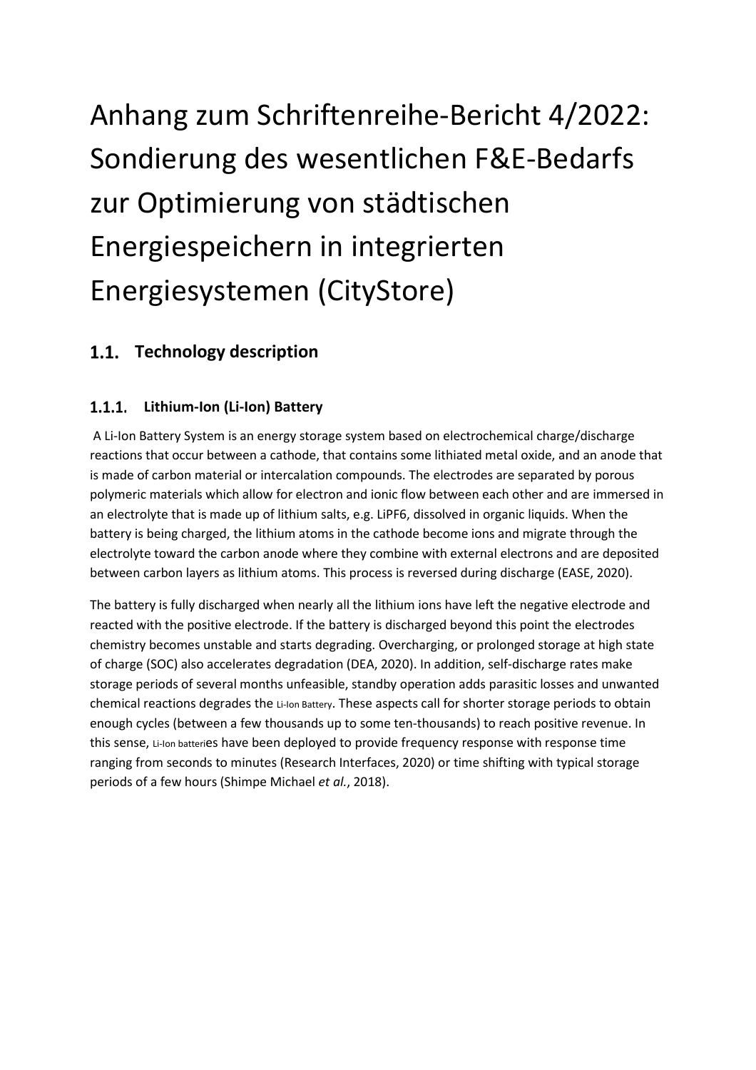# Anhang zum Schriftenreihe-Bericht 4/2022: Sondierung des wesentlichen F&E-Bedarfs zur Optimierung von städtischen Energiespeichern in integrierten Energiesystemen (CityStore)

## 1.1. Technology description

### 1.1.1. Lithium-Ion (Li-Ion) Battery

A Li-Ion Battery System is an energy storage system based on electrochemical charge/discharge reactions that occur between a cathode, that contains some lithiated metal oxide, and an anode that is made of carbon material or intercalation compounds. The electrodes are separated by porous polymeric materials which allow for electron and ionic flow between each other and are immersed in an electrolyte that is made up of lithium salts, e.g. $LiPF_6$, dissolved in organic liquids. When the battery is being charged, the lithium atoms in the cathode become ions and migrate through the electrolyte toward the carbon anode where they combine with external electrons and are deposited between carbon layers as lithium atoms. This process is reversed during discharge (EASE, 2020).

The battery is fully discharged when nearly all the lithium ions have left the negative electrode and reacted with the positive electrode. If the battery is discharged beyond this point the electrodes chemistry becomes unstable and starts degrading. Overcharging, or prolonged storage at high state of charge (SOC) also accelerates degradation (DEA, 2020). In addition, self-discharge rates make storage periods of several months unfeasible, standby operation adds parasitic losses and unwanted chemical reactions degrades the Li-Ion Battery. These aspects call for shorter storage periods to obtain enough cycles (between a few thousands up to some ten-thousands) to reach positive revenue. In this sense, Li-Ion batteries have been deployed to provide frequency response with response time ranging from seconds to minutes (Research Interfaces, 2020) or time shifting with typical storage periods of a few hours (Shimpe Michael *et al.*, 2018).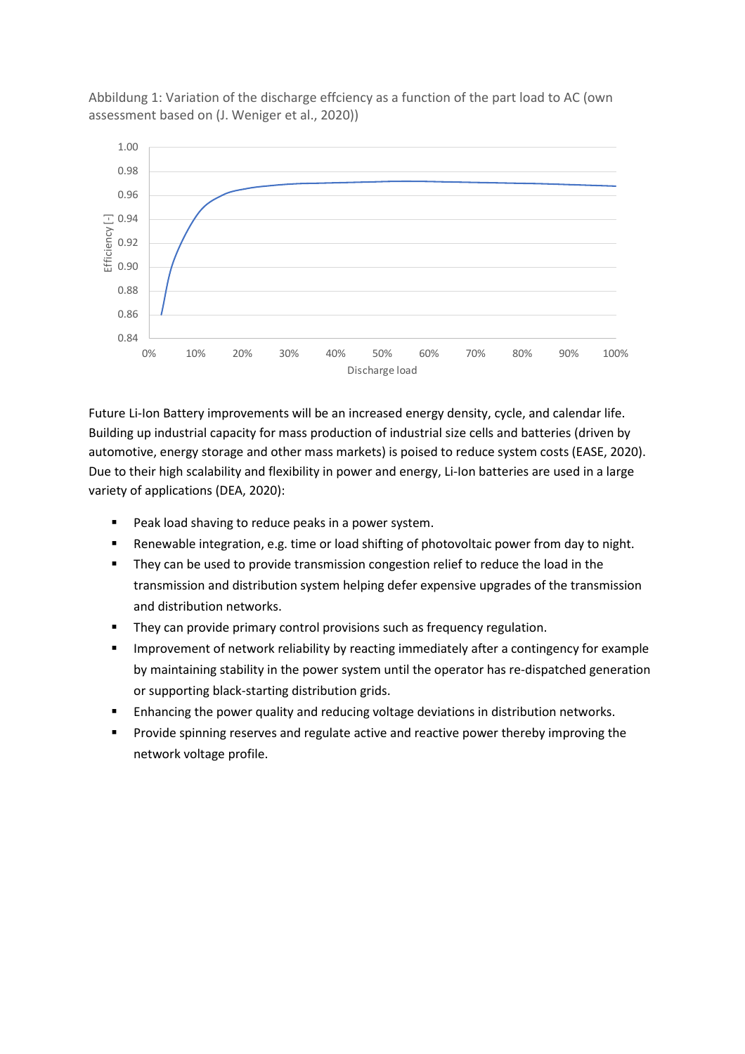Abbildung 1: Variation of the discharge effciency as a function of the part load to AC (own assessment based on (J. Weniger et al., 2020))

Future Li-Ion Battery improvements will be an increased energy density, cycle, and calendar life. Building up industrial capacity for mass production of industrial size cells and batteries (driven by automotive, energy storage and other mass markets) is poised to reduce system costs (EASE, 2020). Due to their high scalability and flexibility in power and energy, Li-Ion batteries are used in a large variety of applications (DEA, 2020):

- Peak load shaving to reduce peaks in a power system.
- Renewable integration, e.g. time or load shifting of photovoltaic power from day to night.
- They can be used to provide transmission congestion relief to reduce the load in the transmission and distribution system helping defer expensive upgrades of the transmission and distribution networks.
- They can provide primary control provisions such as frequency regulation.
- Improvement of network reliability by reacting immediately after a contingency for example by maintaining stability in the power system until the operator has re-dispatched generation or supporting black-starting distribution grids.
- Enhancing the power quality and reducing voltage deviations in distribution networks.
- Provide spinning reserves and regulate active and reactive power thereby improving the network voltage profile.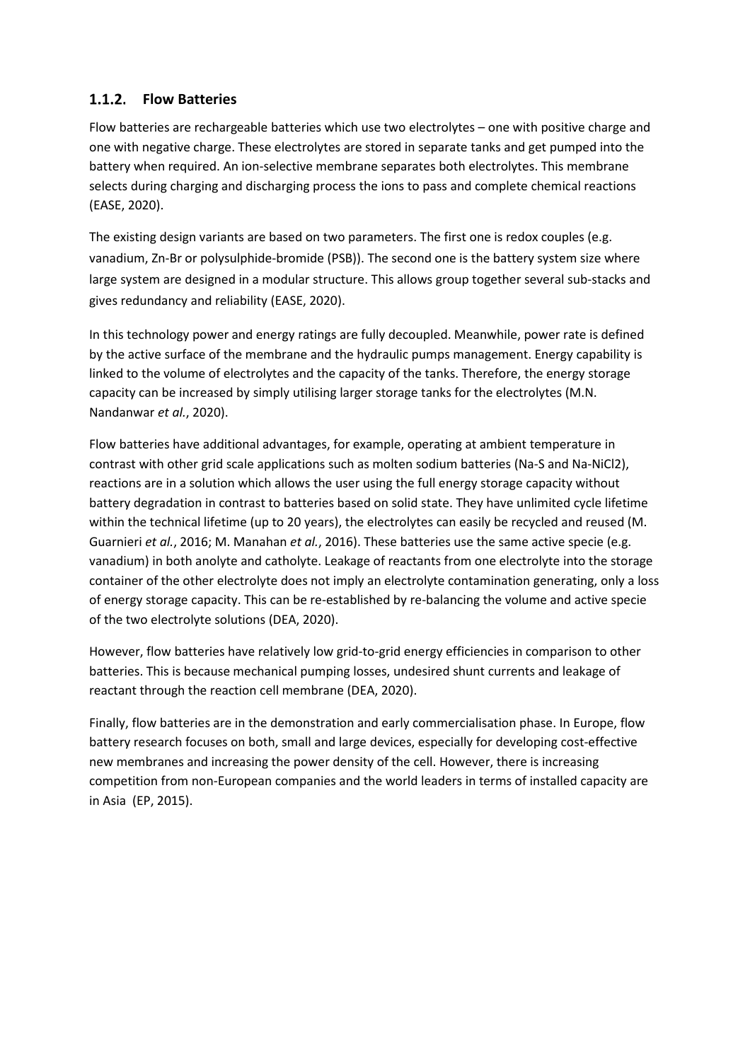### 1.1.2. Flow Batteries

Flow batteries are rechargeable batteries which use two electrolytes – one with positive charge and one with negative charge. These electrolytes are stored in separate tanks and get pumped into the battery when required. An ion-selective membrane separates both electrolytes. This membrane selects during charging and discharging process the ions to pass and complete chemical reactions (EASE, 2020).

The existing design variants are based on two parameters. The first one is redox couples (e.g. vanadium, Zn-Br or polysulphide-bromide (PSB)). The second one is the battery system size where large system are designed in a modular structure. This allows group together several sub-stacks and gives redundancy and reliability (EASE, 2020).

In this technology power and energy ratings are fully decoupled. Meanwhile, power rate is defined by the active surface of the membrane and the hydraulic pumps management. Energy capability is linked to the volume of electrolytes and the capacity of the tanks. Therefore, the energy storage capacity can be increased by simply utilising larger storage tanks for the electrolytes (M.N. Nandanwar *et al.*, 2020).

Flow batteries have additional advantages, for example, operating at ambient temperature in contrast with other grid scale applications such as molten sodium batteries (Na-S and Na-$NiCl_2$), reactions are in a solution which allows the user using the full energy storage capacity without battery degradation in contrast to batteries based on solid state. They have unlimited cycle lifetime within the technical lifetime (up to 20 years), the electrolytes can easily be recycled and reused (M. Guarnieri *et al.*, 2016; M. Manahan *et al.*, 2016). These batteries use the same active specie (e.g. vanadium) in both anolyte and catholyte. Leakage of reactants from one electrolyte into the storage container of the other electrolyte does not imply an electrolyte contamination generating, only a loss of energy storage capacity. This can be re-established by re-balancing the volume and active specie of the two electrolyte solutions (DEA, 2020).

However, flow batteries have relatively low grid-to-grid energy efficiencies in comparison to other batteries. This is because mechanical pumping losses, undesired shunt currents and leakage of reactant through the reaction cell membrane (DEA, 2020).

Finally, flow batteries are in the demonstration and early commercialisation phase. In Europe, flow battery research focuses on both, small and large devices, especially for developing cost-effective new membranes and increasing the power density of the cell. However, there is increasing competition from non-European companies and the world leaders in terms of installed capacity are in Asia (EP, 2015).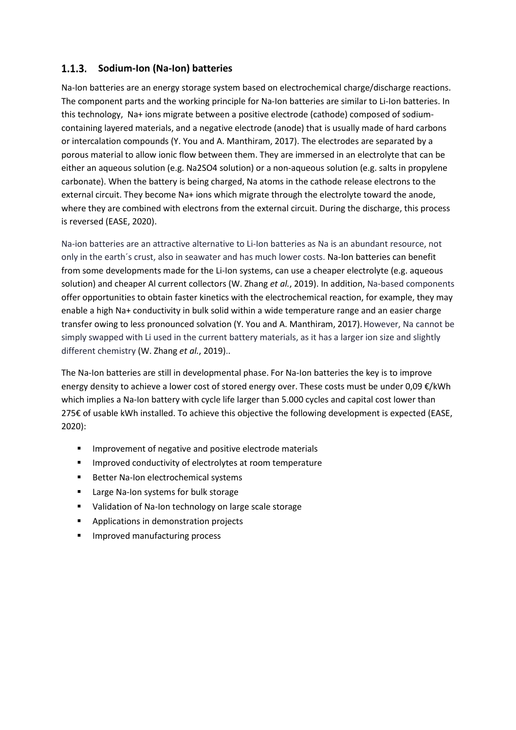### 1.1.3. Sodium-Ion (Na-Ion) batteries

Na-Ion batteries are an energy storage system based on electrochemical charge/discharge reactions. The component parts and the working principle for Na-Ion batteries are similar to Li-Ion batteries. In this technology, $Na^+$ ions migrate between a positive electrode (cathode) composed of sodium-containing layered materials, and a negative electrode (anode) that is usually made of hard carbons or intercalation compounds (Y. You and A. Manthiram, 2017). The electrodes are separated by a porous material to allow ionic flow between them. They are immersed in an electrolyte that can be either an aqueous solution (e.g. $Na_2SO_4$ solution) or a non-aqueous solution (e.g. salts in propylene carbonate). When the battery is being charged, Na atoms in the cathode release electrons to the external circuit. They become $Na^+$ ions which migrate through the electrolyte toward the anode, where they are combined with electrons from the external circuit. During the discharge, this process is reversed (EASE, 2020).

Na-ion batteries are an attractive alternative to Li-Ion batteries as Na is an abundant resource, not only in the earth´s crust, also in seawater and has much lower costs. Na-Ion batteries can benefit from some developments made for the Li-Ion systems, can use a cheaper electrolyte (e.g. aqueous solution) and cheaper Al current collectors (W. Zhang *et al.*, 2019). In addition, Na-based components offer opportunities to obtain faster kinetics with the electrochemical reaction, for example, they may enable a high $Na^+$ conductivity in bulk solid within a wide temperature range and an easier charge transfer owing to less pronounced solvation (Y. You and A. Manthiram, 2017). However, Na cannot be simply swapped with Li used in the current battery materials, as it has a larger ion size and slightly different chemistry (W. Zhang *et al.*, 2019)..

The Na-Ion batteries are still in developmental phase. For Na-Ion batteries the key is to improve energy density to achieve a lower cost of stored energy over. These costs must be under 0,09 €/kWh which implies a Na-Ion battery with cycle life larger than 5.000 cycles and capital cost lower than 275€ of usable kWh installed. To achieve this objective the following development is expected (EASE, 2020):

- Improvement of negative and positive electrode materials
- Improved conductivity of electrolytes at room temperature
- Better Na-Ion electrochemical systems
- Large Na-Ion systems for bulk storage
- Validation of Na-Ion technology on large scale storage
- Applications in demonstration projects
- Improved manufacturing process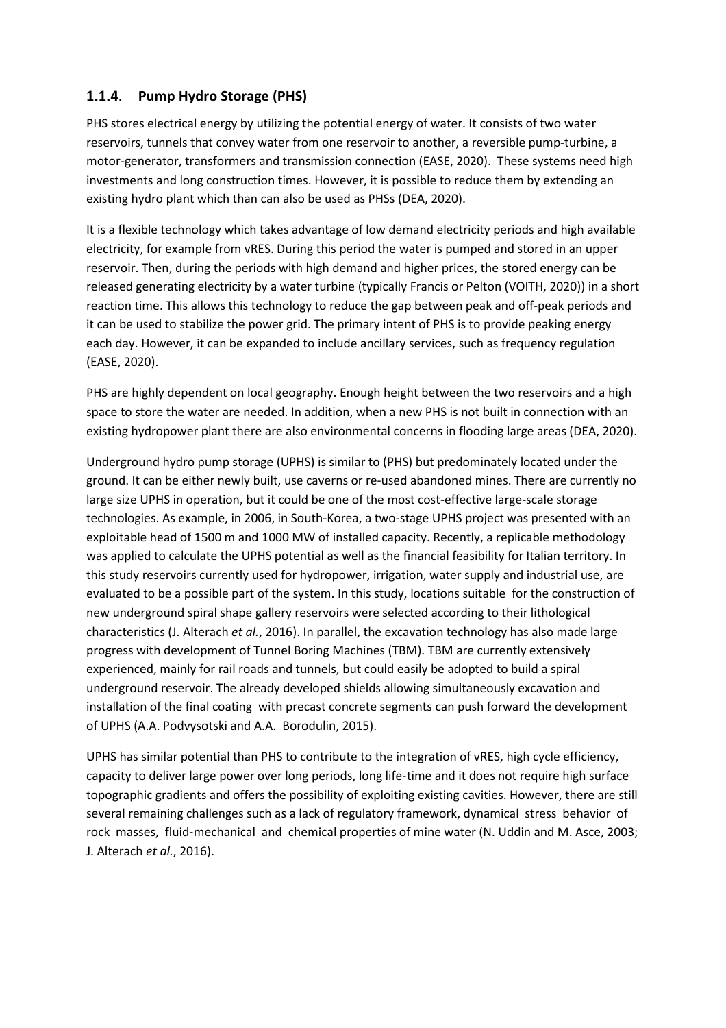### 1.1.4. Pump Hydro Storage (PHS)

PHS stores electrical energy by utilizing the potential energy of water. It consists of two water reservoirs, tunnels that convey water from one reservoir to another, a reversible pump-turbine, a motor-generator, transformers and transmission connection (EASE, 2020). These systems need high investments and long construction times. However, it is possible to reduce them by extending an existing hydro plant which than can also be used as PHSs (DEA, 2020).

It is a flexible technology which takes advantage of low demand electricity periods and high available electricity, for example from vRES. During this period the water is pumped and stored in an upper reservoir. Then, during the periods with high demand and higher prices, the stored energy can be released generating electricity by a water turbine (typically Francis or Pelton (VOITH, 2020)) in a short reaction time. This allows this technology to reduce the gap between peak and off-peak periods and it can be used to stabilize the power grid. The primary intent of PHS is to provide peaking energy each day. However, it can be expanded to include ancillary services, such as frequency regulation (EASE, 2020).

PHS are highly dependent on local geography. Enough height between the two reservoirs and a high space to store the water are needed. In addition, when a new PHS is not built in connection with an existing hydropower plant there are also environmental concerns in flooding large areas (DEA, 2020).

Underground hydro pump storage (UPHS) is similar to (PHS) but predominately located under the ground. It can be either newly built, use caverns or re-used abandoned mines. There are currently no large size UPHS in operation, but it could be one of the most cost-effective large-scale storage technologies. As example, in 2006, in South-Korea, a two-stage UPHS project was presented with an exploitable head of 1500 m and 1000 MW of installed capacity. Recently, a replicable methodology was applied to calculate the UPHS potential as well as the financial feasibility for Italian territory. In this study reservoirs currently used for hydropower, irrigation, water supply and industrial use, are evaluated to be a possible part of the system. In this study, locations suitable for the construction of new underground spiral shape gallery reservoirs were selected according to their lithological characteristics (J. Alterach *et al.*, 2016). In parallel, the excavation technology has also made large progress with development of Tunnel Boring Machines (TBM). TBM are currently extensively experienced, mainly for rail roads and tunnels, but could easily be adopted to build a spiral underground reservoir. The already developed shields allowing simultaneously excavation and installation of the final coating with precast concrete segments can push forward the development of UPHS (A.A. Podvysotski and A.A. Borodulin, 2015).

UPHS has similar potential than PHS to contribute to the integration of vRES, high cycle efficiency, capacity to deliver large power over long periods, long life-time and it does not require high surface topographic gradients and offers the possibility of exploiting existing cavities. However, there are still several remaining challenges such as a lack of regulatory framework, dynamical stress behavior of rock masses, fluid-mechanical and chemical properties of mine water (N. Uddin and M. Asce, 2003; J. Alterach *et al.*, 2016).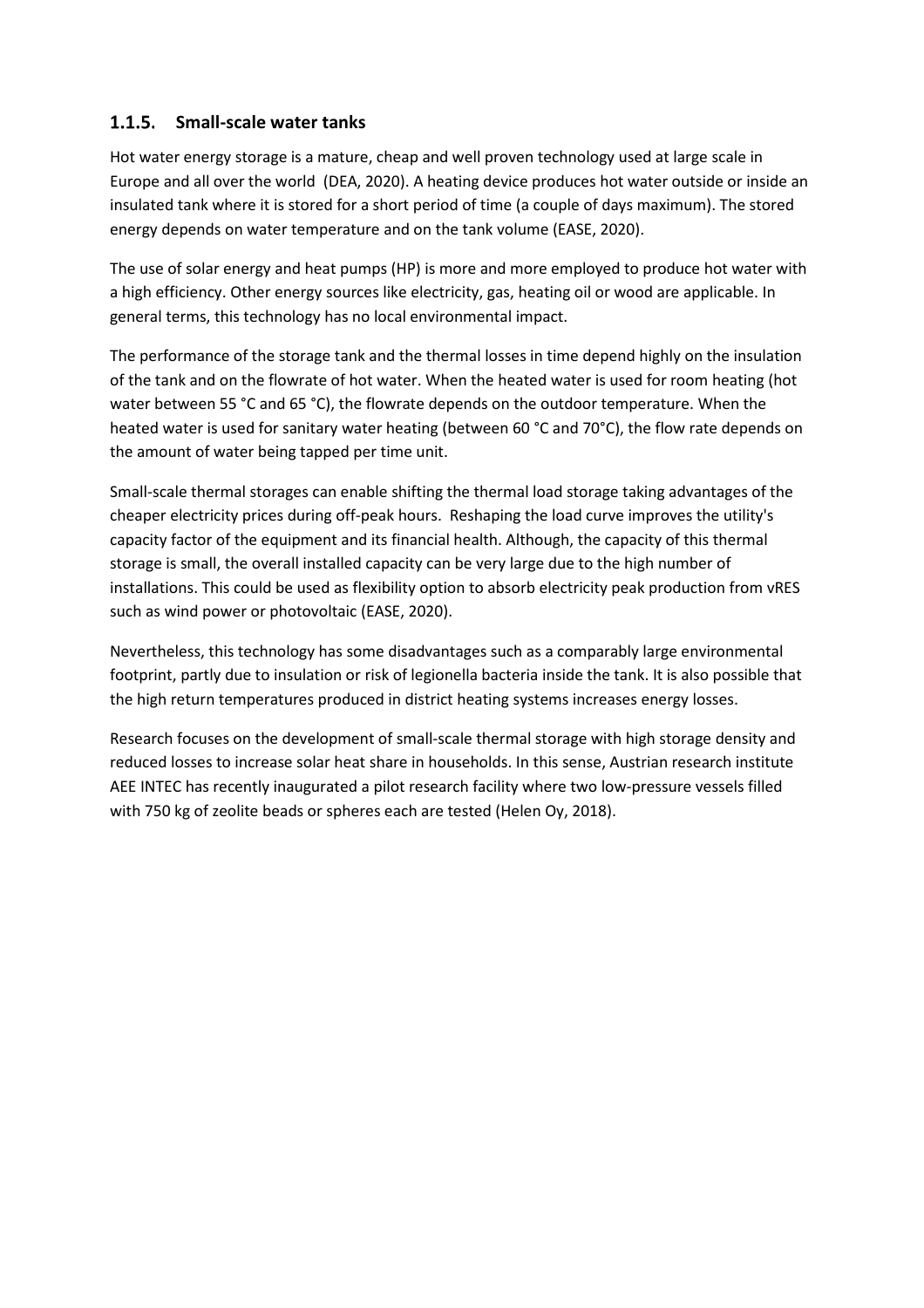### 1.1.5. Small-scale water tanks

Hot water energy storage is a mature, cheap and well proven technology used at large scale in Europe and all over the world (DEA, 2020). A heating device produces hot water outside or inside an insulated tank where it is stored for a short period of time (a couple of days maximum). The stored energy depends on water temperature and on the tank volume (EASE, 2020).

The use of solar energy and heat pumps (HP) is more and more employed to produce hot water with a high efficiency. Other energy sources like electricity, gas, heating oil or wood are applicable. In general terms, this technology has no local environmental impact.

The performance of the storage tank and the thermal losses in time depend highly on the insulation of the tank and on the flowrate of hot water. When the heated water is used for room heating (hot water between 55 °C and 65 °C), the flowrate depends on the outdoor temperature. When the heated water is used for sanitary water heating (between 60 °C and 70°C), the flow rate depends on the amount of water being tapped per time unit.

Small-scale thermal storages can enable shifting the thermal load storage taking advantages of the cheaper electricity prices during off-peak hours. Reshaping the load curve improves the utility's capacity factor of the equipment and its financial health. Although, the capacity of this thermal storage is small, the overall installed capacity can be very large due to the high number of installations. This could be used as flexibility option to absorb electricity peak production from vRES such as wind power or photovoltaic (EASE, 2020).

Nevertheless, this technology has some disadvantages such as a comparably large environmental footprint, partly due to insulation or risk of legionella bacteria inside the tank. It is also possible that the high return temperatures produced in district heating systems increases energy losses.

Research focuses on the development of small-scale thermal storage with high storage density and reduced losses to increase solar heat share in households. In this sense, Austrian research institute AEE INTEC has recently inaugurated a pilot research facility where two low-pressure vessels filled with 750 kg of zeolite beads or spheres each are tested (Helen Oy, 2018).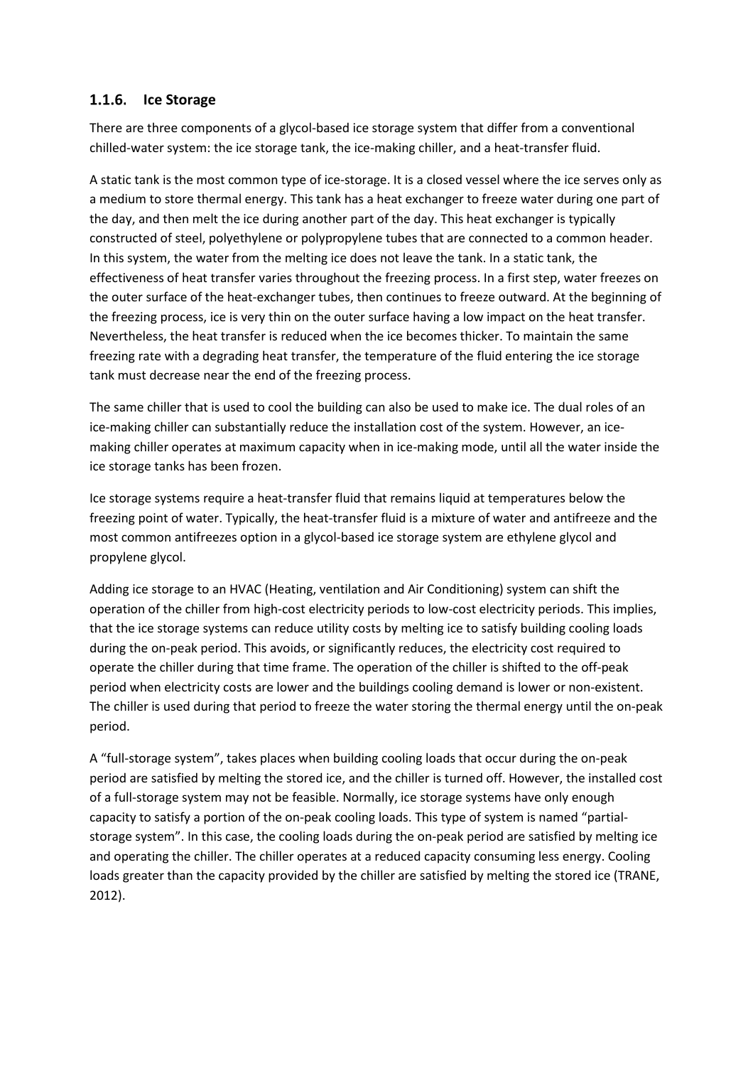### 1.1.6. Ice Storage

There are three components of a glycol-based ice storage system that differ from a conventional chilled-water system: the ice storage tank, the ice-making chiller, and a heat-transfer fluid.

A static tank is the most common type of ice-storage. It is a closed vessel where the ice serves only as a medium to store thermal energy. This tank has a heat exchanger to freeze water during one part of the day, and then melt the ice during another part of the day. This heat exchanger is typically constructed of steel, polyethylene or polypropylene tubes that are connected to a common header. In this system, the water from the melting ice does not leave the tank. In a static tank, the effectiveness of heat transfer varies throughout the freezing process. In a first step, water freezes on the outer surface of the heat-exchanger tubes, then continues to freeze outward. At the beginning of the freezing process, ice is very thin on the outer surface having a low impact on the heat transfer. Nevertheless, the heat transfer is reduced when the ice becomes thicker. To maintain the same freezing rate with a degrading heat transfer, the temperature of the fluid entering the ice storage tank must decrease near the end of the freezing process.

The same chiller that is used to cool the building can also be used to make ice. The dual roles of an ice-making chiller can substantially reduce the installation cost of the system. However, an ice-making chiller operates at maximum capacity when in ice-making mode, until all the water inside the ice storage tanks has been frozen.

Ice storage systems require a heat-transfer fluid that remains liquid at temperatures below the freezing point of water. Typically, the heat-transfer fluid is a mixture of water and antifreeze and the most common antifreezes option in a glycol-based ice storage system are ethylene glycol and propylene glycol.

Adding ice storage to an HVAC (Heating, ventilation and Air Conditioning) system can shift the operation of the chiller from high-cost electricity periods to low-cost electricity periods. This implies, that the ice storage systems can reduce utility costs by melting ice to satisfy building cooling loads during the on-peak period. This avoids, or significantly reduces, the electricity cost required to operate the chiller during that time frame. The operation of the chiller is shifted to the off-peak period when electricity costs are lower and the buildings cooling demand is lower or non-existent. The chiller is used during that period to freeze the water storing the thermal energy until the on-peak period.

A "full-storage system", takes places when building cooling loads that occur during the on-peak period are satisfied by melting the stored ice, and the chiller is turned off. However, the installed cost of a full-storage system may not be feasible. Normally, ice storage systems have only enough capacity to satisfy a portion of the on-peak cooling loads. This type of system is named "partial-storage system". In this case, the cooling loads during the on-peak period are satisfied by melting ice and operating the chiller. The chiller operates at a reduced capacity consuming less energy. Cooling loads greater than the capacity provided by the chiller are satisfied by melting the stored ice (TRANE, 2012).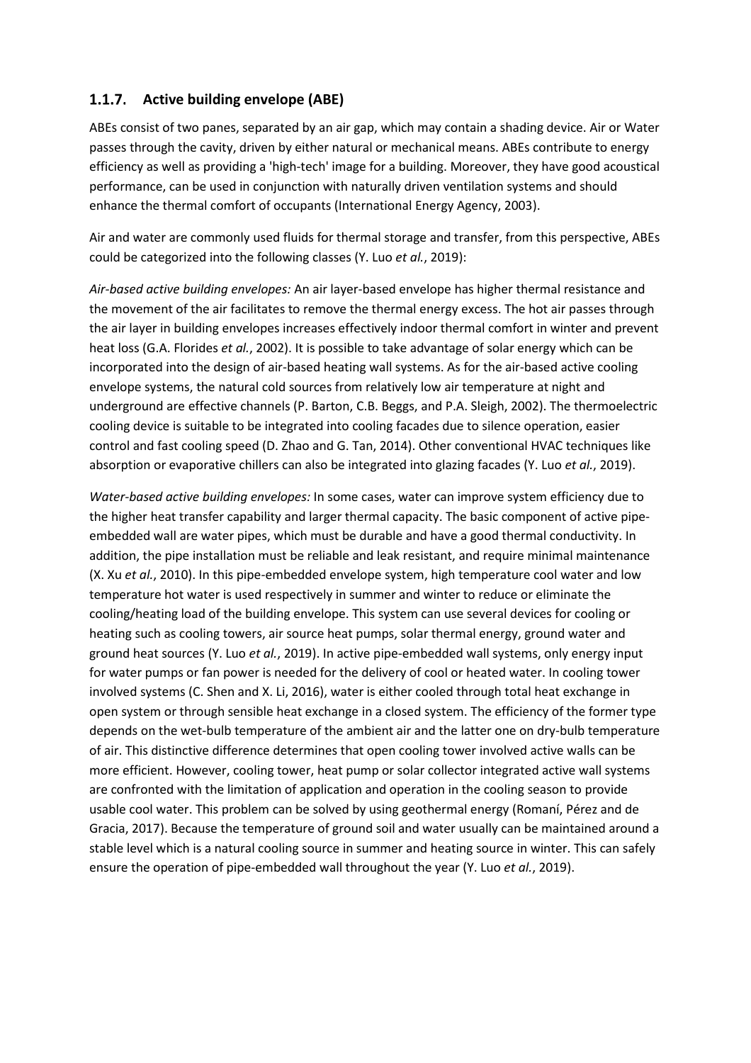### 1.1.7. Active building envelope (ABE)

ABEs consist of two panes, separated by an air gap, which may contain a shading device. Air or Water passes through the cavity, driven by either natural or mechanical means. ABEs contribute to energy efficiency as well as providing a 'high-tech' image for a building. Moreover, they have good acoustical performance, can be used in conjunction with naturally driven ventilation systems and should enhance the thermal comfort of occupants (International Energy Agency, 2003).

Air and water are commonly used fluids for thermal storage and transfer, from this perspective, ABEs could be categorized into the following classes (Y. Luo *et al.*, 2019):

*Air-based active building envelopes:* An air layer-based envelope has higher thermal resistance and the movement of the air facilitates to remove the thermal energy excess. The hot air passes through the air layer in building envelopes increases effectively indoor thermal comfort in winter and prevent heat loss (G.A. Florides *et al.*, 2002). It is possible to take advantage of solar energy which can be incorporated into the design of air-based heating wall systems. As for the air-based active cooling envelope systems, the natural cold sources from relatively low air temperature at night and underground are effective channels (P. Barton, C.B. Beggs, and P.A. Sleigh, 2002). The thermoelectric cooling device is suitable to be integrated into cooling facades due to silence operation, easier control and fast cooling speed (D. Zhao and G. Tan, 2014). Other conventional HVAC techniques like absorption or evaporative chillers can also be integrated into glazing facades (Y. Luo *et al.*, 2019).

*Water-based active building envelopes:* In some cases, water can improve system efficiency due to the higher heat transfer capability and larger thermal capacity. The basic component of active pipe-embedded wall are water pipes, which must be durable and have a good thermal conductivity. In addition, the pipe installation must be reliable and leak resistant, and require minimal maintenance (X. Xu *et al.*, 2010). In this pipe-embedded envelope system, high temperature cool water and low temperature hot water is used respectively in summer and winter to reduce or eliminate the cooling/heating load of the building envelope. This system can use several devices for cooling or heating such as cooling towers, air source heat pumps, solar thermal energy, ground water and ground heat sources (Y. Luo *et al.*, 2019). In active pipe-embedded wall systems, only energy input for water pumps or fan power is needed for the delivery of cool or heated water. In cooling tower involved systems (C. Shen and X. Li, 2016), water is either cooled through total heat exchange in open system or through sensible heat exchange in a closed system. The efficiency of the former type depends on the wet-bulb temperature of the ambient air and the latter one on dry-bulb temperature of air. This distinctive difference determines that open cooling tower involved active walls can be more efficient. However, cooling tower, heat pump or solar collector integrated active wall systems are confronted with the limitation of application and operation in the cooling season to provide usable cool water. This problem can be solved by using geothermal energy (Romaní, Pérez and de Gracia, 2017). Because the temperature of ground soil and water usually can be maintained around a stable level which is a natural cooling source in summer and heating source in winter. This can safely ensure the operation of pipe-embedded wall throughout the year (Y. Luo *et al.*, 2019).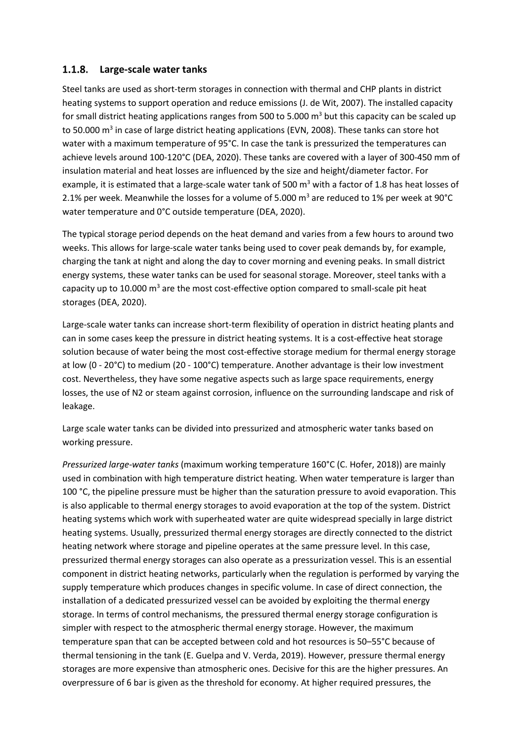### 1.1.8. Large-scale water tanks

Steel tanks are used as short-term storages in connection with thermal and CHP plants in district heating systems to support operation and reduce emissions (J. de Wit, 2007). The installed capacity for small district heating applications ranges from 500 to 5.000 m$^3$ but this capacity can be scaled up to 50.000 m$^3$ in case of large district heating applications (EVN, 2008). These tanks can store hot water with a maximum temperature of 95°C. In case the tank is pressurized the temperatures can achieve levels around 100-120°C (DEA, 2020). These tanks are covered with a layer of 300-450 mm of insulation material and heat losses are influenced by the size and height/diameter factor. For example, it is estimated that a large-scale water tank of 500 m$^3$ with a factor of 1.8 has heat losses of 2.1% per week. Meanwhile the losses for a volume of 5.000 m$^3$ are reduced to 1% per week at 90°C water temperature and 0°C outside temperature (DEA, 2020).

The typical storage period depends on the heat demand and varies from a few hours to around two weeks. This allows for large-scale water tanks being used to cover peak demands by, for example, charging the tank at night and along the day to cover morning and evening peaks. In small district energy systems, these water tanks can be used for seasonal storage. Moreover, steel tanks with a capacity up to 10.000 m$^3$ are the most cost-effective option compared to small-scale pit heat storages (DEA, 2020).

Large-scale water tanks can increase short-term flexibility of operation in district heating plants and can in some cases keep the pressure in district heating systems. It is a cost-effective heat storage solution because of water being the most cost-effective storage medium for thermal energy storage at low (0 - 20°C) to medium (20 - 100°C) temperature. Another advantage is their low investment cost. Nevertheless, they have some negative aspects such as large space requirements, energy losses, the use of $N_2$ or steam against corrosion, influence on the surrounding landscape and risk of leakage.

Large scale water tanks can be divided into pressurized and atmospheric water tanks based on working pressure.

*Pressurized large-water tanks* (maximum working temperature 160°C (C. Hofer, 2018)) are mainly used in combination with high temperature district heating. When water temperature is larger than 100 °C, the pipeline pressure must be higher than the saturation pressure to avoid evaporation. This is also applicable to thermal energy storages to avoid evaporation at the top of the system. District heating systems which work with superheated water are quite widespread specially in large district heating systems. Usually, pressurized thermal energy storages are directly connected to the district heating network where storage and pipeline operates at the same pressure level. In this case, pressurized thermal energy storages can also operate as a pressurization vessel. This is an essential component in district heating networks, particularly when the regulation is performed by varying the supply temperature which produces changes in specific volume. In case of direct connection, the installation of a dedicated pressurized vessel can be avoided by exploiting the thermal energy storage. In terms of control mechanisms, the pressured thermal energy storage configuration is simpler with respect to the atmospheric thermal energy storage. However, the maximum temperature span that can be accepted between cold and hot resources is 50–55°C because of thermal tensioning in the tank (E. Guelpa and V. Verda, 2019). However, pressure thermal energy storages are more expensive than atmospheric ones. Decisive for this are the higher pressures. An overpressure of 6 bar is given as the threshold for economy. At higher required pressures, the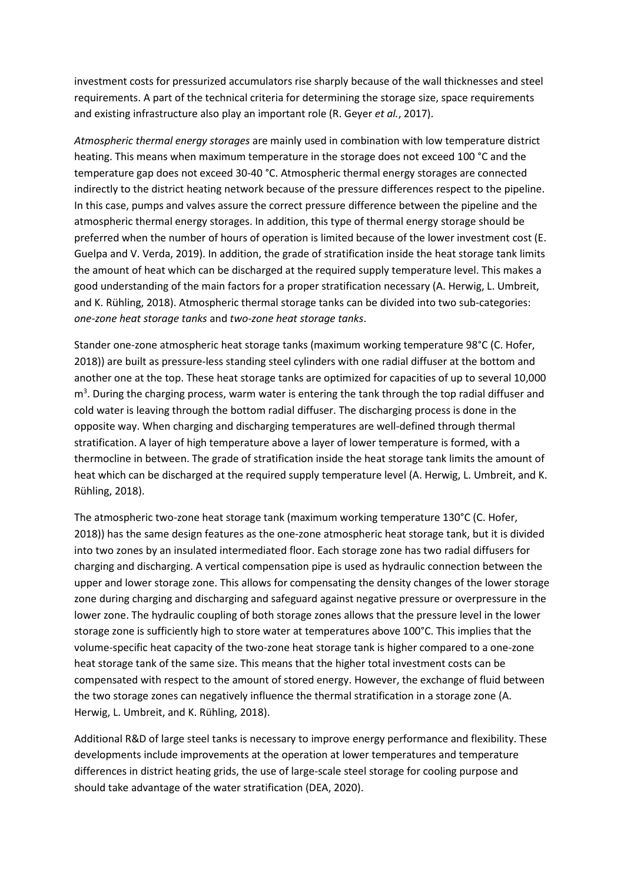investment costs for pressurized accumulators rise sharply because of the wall thicknesses and steel requirements. A part of the technical criteria for determining the storage size, space requirements and existing infrastructure also play an important role (R. Geyer *et al.*, 2017).

*Atmospheric thermal energy storages* are mainly used in combination with low temperature district heating. This means when maximum temperature in the storage does not exceed 100 °C and the temperature gap does not exceed 30-40 °C. Atmospheric thermal energy storages are connected indirectly to the district heating network because of the pressure differences respect to the pipeline. In this case, pumps and valves assure the correct pressure difference between the pipeline and the atmospheric thermal energy storages. In addition, this type of thermal energy storage should be preferred when the number of hours of operation is limited because of the lower investment cost (E. Guelpa and V. Verda, 2019). In addition, the grade of stratification inside the heat storage tank limits the amount of heat which can be discharged at the required supply temperature level. This makes a good understanding of the main factors for a proper stratification necessary (A. Herwig, L. Umbreit, and K. Rühling, 2018). Atmospheric thermal storage tanks can be divided into two sub-categories: *one-zone heat storage tanks* and *two-zone heat storage tanks*.

Stander one-zone atmospheric heat storage tanks (maximum working temperature 98°C (C. Hofer, 2018)) are built as pressure-less standing steel cylinders with one radial diffuser at the bottom and another one at the top. These heat storage tanks are optimized for capacities of up to several 10,000 m$^3$. During the charging process, warm water is entering the tank through the top radial diffuser and cold water is leaving through the bottom radial diffuser. The discharging process is done in the opposite way. When charging and discharging temperatures are well-defined through thermal stratification. A layer of high temperature above a layer of lower temperature is formed, with a thermocline in between. The grade of stratification inside the heat storage tank limits the amount of heat which can be discharged at the required supply temperature level (A. Herwig, L. Umbreit, and K. Rühling, 2018).

The atmospheric two-zone heat storage tank (maximum working temperature 130°C (C. Hofer, 2018)) has the same design features as the one-zone atmospheric heat storage tank, but it is divided into two zones by an insulated intermediated floor. Each storage zone has two radial diffusers for charging and discharging. A vertical compensation pipe is used as hydraulic connection between the upper and lower storage zone. This allows for compensating the density changes of the lower storage zone during charging and discharging and safeguard against negative pressure or overpressure in the lower zone. The hydraulic coupling of both storage zones allows that the pressure level in the lower storage zone is sufficiently high to store water at temperatures above 100°C. This implies that the volume-specific heat capacity of the two-zone heat storage tank is higher compared to a one-zone heat storage tank of the same size. This means that the higher total investment costs can be compensated with respect to the amount of stored energy. However, the exchange of fluid between the two storage zones can negatively influence the thermal stratification in a storage zone (A. Herwig, L. Umbreit, and K. Rühling, 2018).

Additional R&D of large steel tanks is necessary to improve energy performance and flexibility. These developments include improvements at the operation at lower temperatures and temperature differences in district heating grids, the use of large-scale steel storage for cooling purpose and should take advantage of the water stratification (DEA, 2020).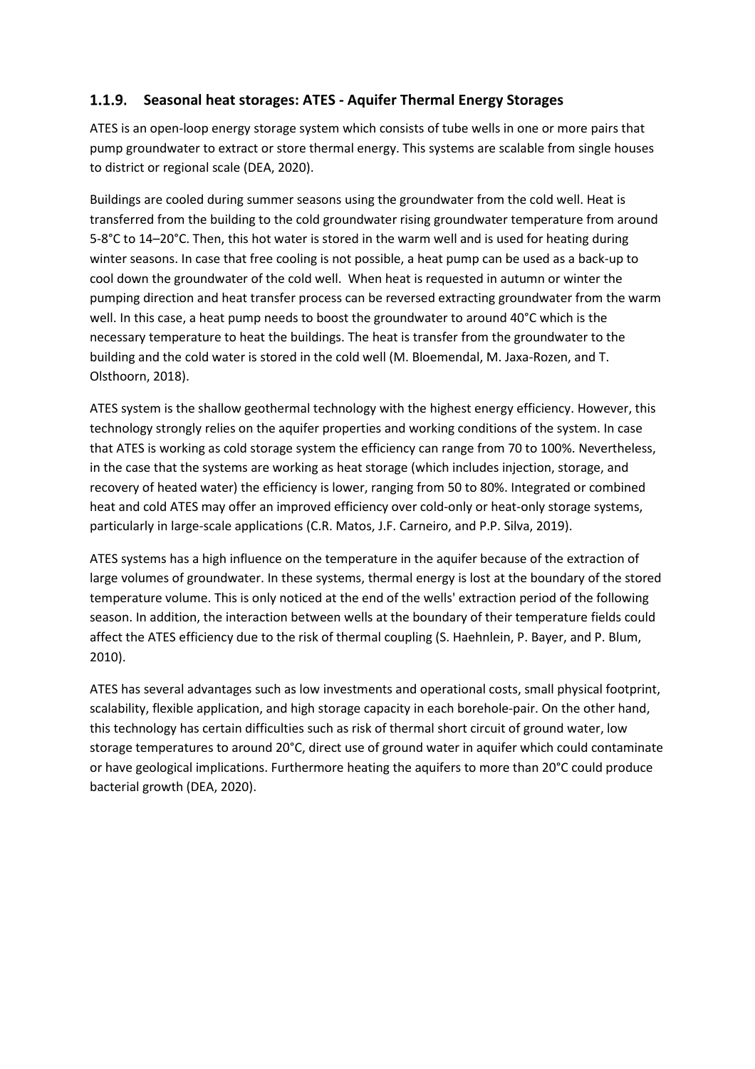### 1.1.9. Seasonal heat storages: ATES - Aquifer Thermal Energy Storages

ATES is an open-loop energy storage system which consists of tube wells in one or more pairs that pump groundwater to extract or store thermal energy. This systems are scalable from single houses to district or regional scale (DEA, 2020).

Buildings are cooled during summer seasons using the groundwater from the cold well. Heat is transferred from the building to the cold groundwater rising groundwater temperature from around 5-8°C to 14–20°C. Then, this hot water is stored in the warm well and is used for heating during winter seasons. In case that free cooling is not possible, a heat pump can be used as a back-up to cool down the groundwater of the cold well. When heat is requested in autumn or winter the pumping direction and heat transfer process can be reversed extracting groundwater from the warm well. In this case, a heat pump needs to boost the groundwater to around 40°C which is the necessary temperature to heat the buildings. The heat is transfer from the groundwater to the building and the cold water is stored in the cold well (M. Bloemendal, M. Jaxa-Rozen, and T. Olsthoorn, 2018).

ATES system is the shallow geothermal technology with the highest energy efficiency. However, this technology strongly relies on the aquifer properties and working conditions of the system. In case that ATES is working as cold storage system the efficiency can range from 70 to 100%. Nevertheless, in the case that the systems are working as heat storage (which includes injection, storage, and recovery of heated water) the efficiency is lower, ranging from 50 to 80%. Integrated or combined heat and cold ATES may offer an improved efficiency over cold-only or heat-only storage systems, particularly in large-scale applications (C.R. Matos, J.F. Carneiro, and P.P. Silva, 2019).

ATES systems has a high influence on the temperature in the aquifer because of the extraction of large volumes of groundwater. In these systems, thermal energy is lost at the boundary of the stored temperature volume. This is only noticed at the end of the wells' extraction period of the following season. In addition, the interaction between wells at the boundary of their temperature fields could affect the ATES efficiency due to the risk of thermal coupling (S. Haehnlein, P. Bayer, and P. Blum, 2010).

ATES has several advantages such as low investments and operational costs, small physical footprint, scalability, flexible application, and high storage capacity in each borehole-pair. On the other hand, this technology has certain difficulties such as risk of thermal short circuit of ground water, low storage temperatures to around 20°C, direct use of ground water in aquifer which could contaminate or have geological implications. Furthermore heating the aquifers to more than 20°C could produce bacterial growth (DEA, 2020).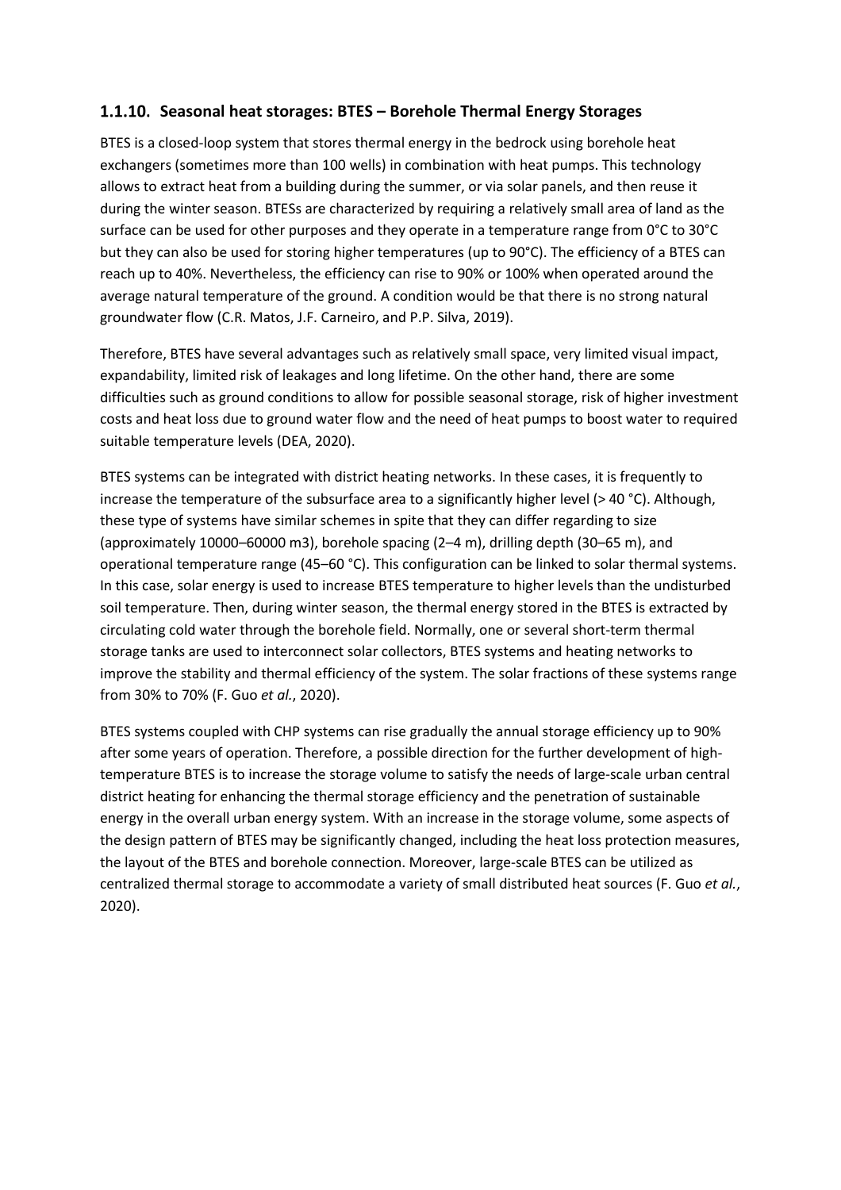### 1.1.10. Seasonal heat storages: BTES – Borehole Thermal Energy Storages

BTES is a closed-loop system that stores thermal energy in the bedrock using borehole heat exchangers (sometimes more than 100 wells) in combination with heat pumps. This technology allows to extract heat from a building during the summer, or via solar panels, and then reuse it during the winter season. BTESs are characterized by requiring a relatively small area of land as the surface can be used for other purposes and they operate in a temperature range from 0°C to 30°C but they can also be used for storing higher temperatures (up to 90°C). The efficiency of a BTES can reach up to 40%. Nevertheless, the efficiency can rise to 90% or 100% when operated around the average natural temperature of the ground. A condition would be that there is no strong natural groundwater flow (C.R. Matos, J.F. Carneiro, and P.P. Silva, 2019).

Therefore, BTES have several advantages such as relatively small space, very limited visual impact, expandability, limited risk of leakages and long lifetime. On the other hand, there are some difficulties such as ground conditions to allow for possible seasonal storage, risk of higher investment costs and heat loss due to ground water flow and the need of heat pumps to boost water to required suitable temperature levels (DEA, 2020).

BTES systems can be integrated with district heating networks. In these cases, it is frequently to increase the temperature of the subsurface area to a significantly higher level (> 40 °C). Although, these type of systems have similar schemes in spite that they can differ regarding to size (approximately 10000–60000 m3), borehole spacing (2–4 m), drilling depth (30–65 m), and operational temperature range (45–60 °C). This configuration can be linked to solar thermal systems. In this case, solar energy is used to increase BTES temperature to higher levels than the undisturbed soil temperature. Then, during winter season, the thermal energy stored in the BTES is extracted by circulating cold water through the borehole field. Normally, one or several short-term thermal storage tanks are used to interconnect solar collectors, BTES systems and heating networks to improve the stability and thermal efficiency of the system. The solar fractions of these systems range from 30% to 70% (F. Guo *et al.*, 2020).

BTES systems coupled with CHP systems can rise gradually the annual storage efficiency up to 90% after some years of operation. Therefore, a possible direction for the further development of high-temperature BTES is to increase the storage volume to satisfy the needs of large-scale urban central district heating for enhancing the thermal storage efficiency and the penetration of sustainable energy in the overall urban energy system. With an increase in the storage volume, some aspects of the design pattern of BTES may be significantly changed, including the heat loss protection measures, the layout of the BTES and borehole connection. Moreover, large-scale BTES can be utilized as centralized thermal storage to accommodate a variety of small distributed heat sources (F. Guo *et al.*, 2020).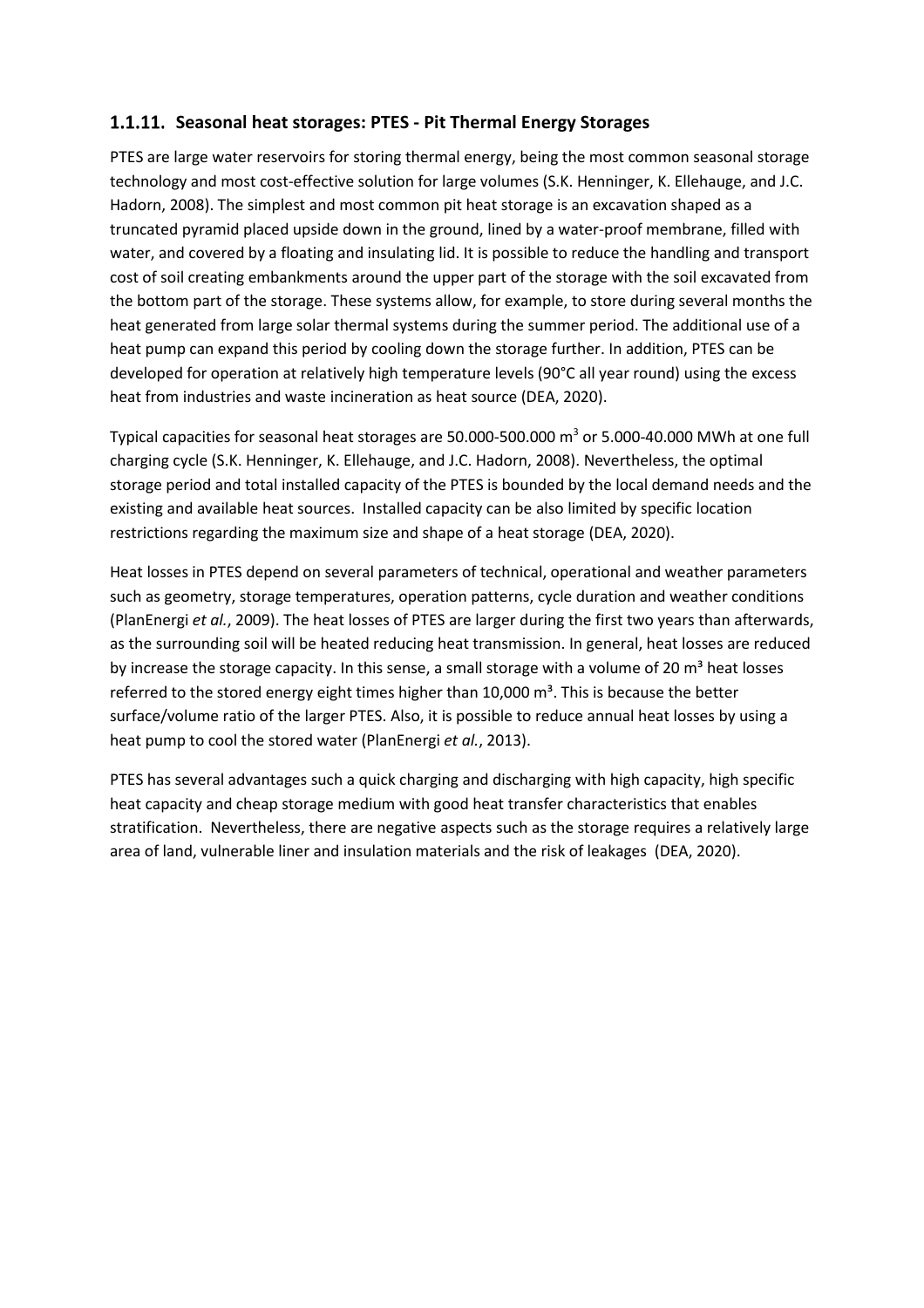### 1.1.11. Seasonal heat storages: PTES - Pit Thermal Energy Storages

PTES are large water reservoirs for storing thermal energy, being the most common seasonal storage technology and most cost-effective solution for large volumes (S.K. Henninger, K. Ellehauge, and J.C. Hadorn, 2008). The simplest and most common pit heat storage is an excavation shaped as a truncated pyramid placed upside down in the ground, lined by a water-proof membrane, filled with water, and covered by a floating and insulating lid. It is possible to reduce the handling and transport cost of soil creating embankments around the upper part of the storage with the soil excavated from the bottom part of the storage. These systems allow, for example, to store during several months the heat generated from large solar thermal systems during the summer period. The additional use of a heat pump can expand this period by cooling down the storage further. In addition, PTES can be developed for operation at relatively high temperature levels (90°C all year round) using the excess heat from industries and waste incineration as heat source (DEA, 2020).

Typical capacities for seasonal heat storages are 50.000-500.000 $m^3$ or 5.000-40.000 MWh at one full charging cycle (S.K. Henninger, K. Ellehauge, and J.C. Hadorn, 2008). Nevertheless, the optimal storage period and total installed capacity of the PTES is bounded by the local demand needs and the existing and available heat sources. Installed capacity can be also limited by specific location restrictions regarding the maximum size and shape of a heat storage (DEA, 2020).

Heat losses in PTES depend on several parameters of technical, operational and weather parameters such as geometry, storage temperatures, operation patterns, cycle duration and weather conditions (PlanEnergi *et al.*, 2009). The heat losses of PTES are larger during the first two years than afterwards, as the surrounding soil will be heated reducing heat transmission. In general, heat losses are reduced by increase the storage capacity. In this sense, a small storage with a volume of 20 $m^3$ heat losses referred to the stored energy eight times higher than 10,000 $m^3$. This is because the better surface/volume ratio of the larger PTES. Also, it is possible to reduce annual heat losses by using a heat pump to cool the stored water (PlanEnergi *et al.*, 2013).

PTES has several advantages such a quick charging and discharging with high capacity, high specific heat capacity and cheap storage medium with good heat transfer characteristics that enables stratification. Nevertheless, there are negative aspects such as the storage requires a relatively large area of land, vulnerable liner and insulation materials and the risk of leakages (DEA, 2020).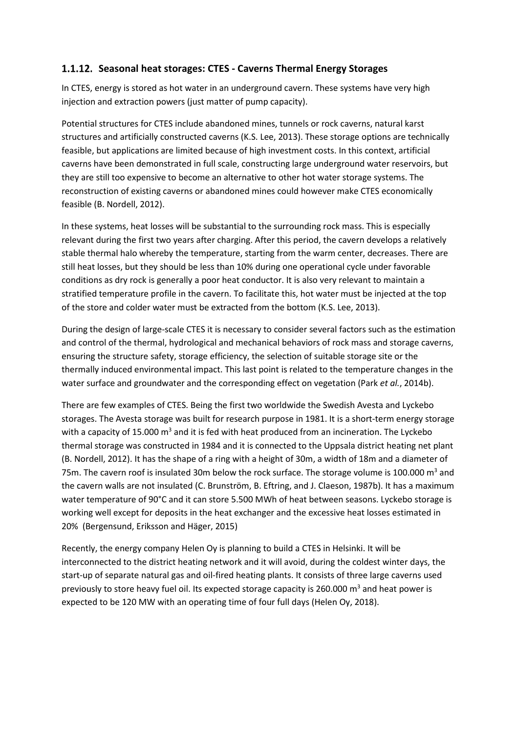### 1.1.12. Seasonal heat storages: CTES - Caverns Thermal Energy Storages

In CTES, energy is stored as hot water in an underground cavern. These systems have very high injection and extraction powers (just matter of pump capacity).

Potential structures for CTES include abandoned mines, tunnels or rock caverns, natural karst structures and artificially constructed caverns (K.S. Lee, 2013). These storage options are technically feasible, but applications are limited because of high investment costs. In this context, artificial caverns have been demonstrated in full scale, constructing large underground water reservoirs, but they are still too expensive to become an alternative to other hot water storage systems. The reconstruction of existing caverns or abandoned mines could however make CTES economically feasible (B. Nordell, 2012).

In these systems, heat losses will be substantial to the surrounding rock mass. This is especially relevant during the first two years after charging. After this period, the cavern develops a relatively stable thermal halo whereby the temperature, starting from the warm center, decreases. There are still heat losses, but they should be less than 10% during one operational cycle under favorable conditions as dry rock is generally a poor heat conductor. It is also very relevant to maintain a stratified temperature profile in the cavern. To facilitate this, hot water must be injected at the top of the store and colder water must be extracted from the bottom (K.S. Lee, 2013).

During the design of large-scale CTES it is necessary to consider several factors such as the estimation and control of the thermal, hydrological and mechanical behaviors of rock mass and storage caverns, ensuring the structure safety, storage efficiency, the selection of suitable storage site or the thermally induced environmental impact. This last point is related to the temperature changes in the water surface and groundwater and the corresponding effect on vegetation (Park *et al.*, 2014b).

There are few examples of CTES. Being the first two worldwide the Swedish Avesta and Lyckebo storages. The Avesta storage was built for research purpose in 1981. It is a short-term energy storage with a capacity of 15.000 $m^3$ and it is fed with heat produced from an incineration. The Lyckebo thermal storage was constructed in 1984 and it is connected to the Uppsala district heating net plant (B. Nordell, 2012). It has the shape of a ring with a height of 30m, a width of 18m and a diameter of 75m. The cavern roof is insulated 30m below the rock surface. The storage volume is 100.000 $m^3$ and the cavern walls are not insulated (C. Brunström, B. Eftring, and J. Claeson, 1987b). It has a maximum water temperature of 90°C and it can store 5.500 MWh of heat between seasons. Lyckebo storage is working well except for deposits in the heat exchanger and the excessive heat losses estimated in 20% (Bergensund, Eriksson and Häger, 2015)

Recently, the energy company Helen Oy is planning to build a CTES in Helsinki. It will be interconnected to the district heating network and it will avoid, during the coldest winter days, the start-up of separate natural gas and oil-fired heating plants. It consists of three large caverns used previously to store heavy fuel oil. Its expected storage capacity is 260.000 $m^3$ and heat power is expected to be 120 MW with an operating time of four full days (Helen Oy, 2018).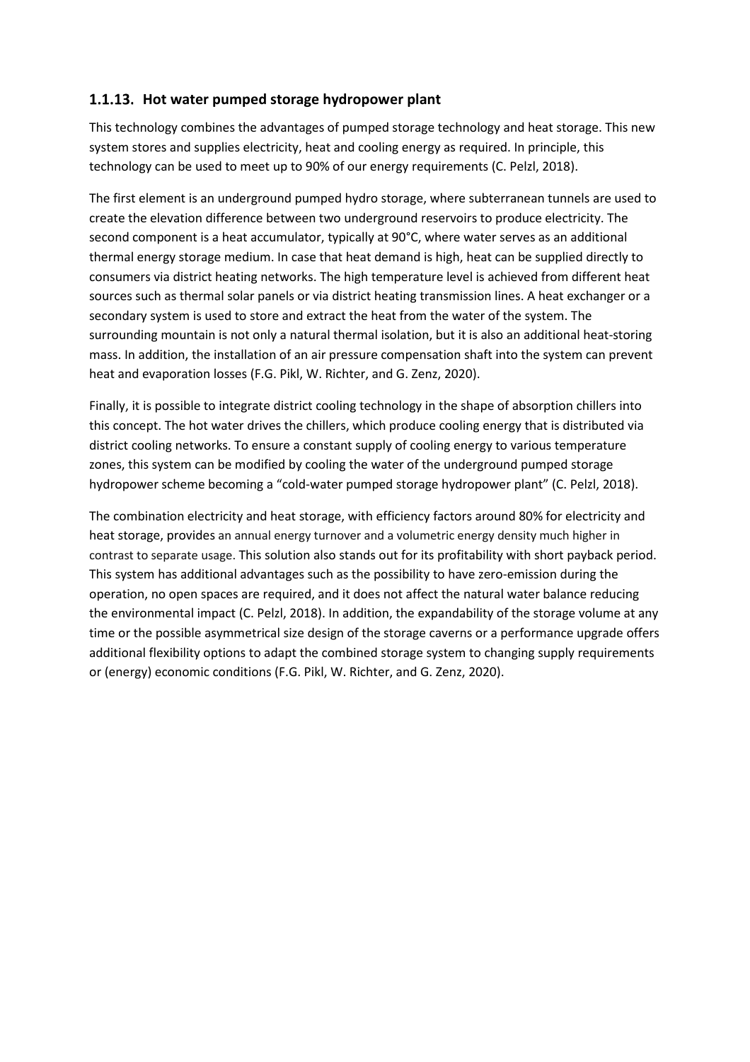### 1.1.13. Hot water pumped storage hydropower plant

This technology combines the advantages of pumped storage technology and heat storage. This new system stores and supplies electricity, heat and cooling energy as required. In principle, this technology can be used to meet up to 90% of our energy requirements (C. Pelzl, 2018).

The first element is an underground pumped hydro storage, where subterranean tunnels are used to create the elevation difference between two underground reservoirs to produce electricity. The second component is a heat accumulator, typically at 90°C, where water serves as an additional thermal energy storage medium. In case that heat demand is high, heat can be supplied directly to consumers via district heating networks. The high temperature level is achieved from different heat sources such as thermal solar panels or via district heating transmission lines. A heat exchanger or a secondary system is used to store and extract the heat from the water of the system. The surrounding mountain is not only a natural thermal isolation, but it is also an additional heat-storing mass. In addition, the installation of an air pressure compensation shaft into the system can prevent heat and evaporation losses (F.G. Pikl, W. Richter, and G. Zenz, 2020).

Finally, it is possible to integrate district cooling technology in the shape of absorption chillers into this concept. The hot water drives the chillers, which produce cooling energy that is distributed via district cooling networks. To ensure a constant supply of cooling energy to various temperature zones, this system can be modified by cooling the water of the underground pumped storage hydropower scheme becoming a "cold-water pumped storage hydropower plant" (C. Pelzl, 2018).

The combination electricity and heat storage, with efficiency factors around 80% for electricity and heat storage, provides an annual energy turnover and a volumetric energy density much higher in contrast to separate usage. This solution also stands out for its profitability with short payback period. This system has additional advantages such as the possibility to have zero-emission during the operation, no open spaces are required, and it does not affect the natural water balance reducing the environmental impact (C. Pelzl, 2018). In addition, the expandability of the storage volume at any time or the possible asymmetrical size design of the storage caverns or a performance upgrade offers additional flexibility options to adapt the combined storage system to changing supply requirements or (energy) economic conditions (F.G. Pikl, W. Richter, and G. Zenz, 2020).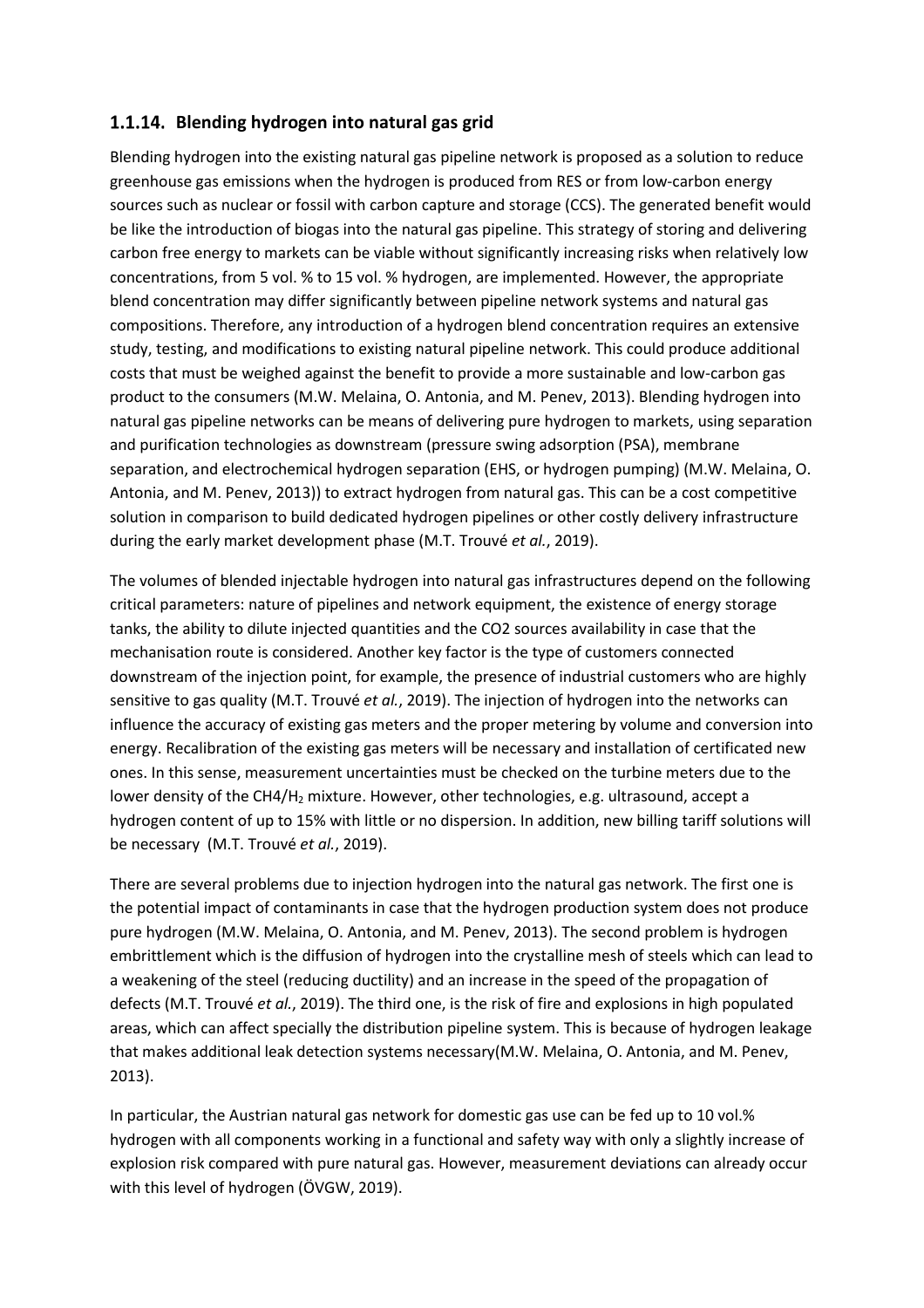### 1.1.14. Blending hydrogen into natural gas grid

Blending hydrogen into the existing natural gas pipeline network is proposed as a solution to reduce greenhouse gas emissions when the hydrogen is produced from RES or from low-carbon energy sources such as nuclear or fossil with carbon capture and storage (CCS). The generated benefit would be like the introduction of biogas into the natural gas pipeline. This strategy of storing and delivering carbon free energy to markets can be viable without significantly increasing risks when relatively low concentrations, from 5 vol. % to 15 vol. % hydrogen, are implemented. However, the appropriate blend concentration may differ significantly between pipeline network systems and natural gas compositions. Therefore, any introduction of a hydrogen blend concentration requires an extensive study, testing, and modifications to existing natural pipeline network. This could produce additional costs that must be weighed against the benefit to provide a more sustainable and low-carbon gas product to the consumers (M.W. Melaina, O. Antonia, and M. Penev, 2013). Blending hydrogen into natural gas pipeline networks can be means of delivering pure hydrogen to markets, using separation and purification technologies as downstream (pressure swing adsorption (PSA), membrane separation, and electrochemical hydrogen separation (EHS, or hydrogen pumping) (M.W. Melaina, O. Antonia, and M. Penev, 2013)) to extract hydrogen from natural gas. This can be a cost competitive solution in comparison to build dedicated hydrogen pipelines or other costly delivery infrastructure during the early market development phase (M.T. Trouvé *et al.*, 2019).

The volumes of blended injectable hydrogen into natural gas infrastructures depend on the following critical parameters: nature of pipelines and network equipment, the existence of energy storage tanks, the ability to dilute injected quantities and the CO2 sources availability in case that the mechanisation route is considered. Another key factor is the type of customers connected downstream of the injection point, for example, the presence of industrial customers who are highly sensitive to gas quality (M.T. Trouvé *et al.*, 2019). The injection of hydrogen into the networks can influence the accuracy of existing gas meters and the proper metering by volume and conversion into energy. Recalibration of the existing gas meters will be necessary and installation of certificated new ones. In this sense, measurement uncertainties must be checked on the turbine meters due to the lower density of the CH4/$H_2$ mixture. However, other technologies, e.g. ultrasound, accept a hydrogen content of up to 15% with little or no dispersion. In addition, new billing tariff solutions will be necessary (M.T. Trouvé *et al.*, 2019).

There are several problems due to injection hydrogen into the natural gas network. The first one is the potential impact of contaminants in case that the hydrogen production system does not produce pure hydrogen (M.W. Melaina, O. Antonia, and M. Penev, 2013). The second problem is hydrogen embrittlement which is the diffusion of hydrogen into the crystalline mesh of steels which can lead to a weakening of the steel (reducing ductility) and an increase in the speed of the propagation of defects (M.T. Trouvé *et al.*, 2019). The third one, is the risk of fire and explosions in high populated areas, which can affect specially the distribution pipeline system. This is because of hydrogen leakage that makes additional leak detection systems necessary(M.W. Melaina, O. Antonia, and M. Penev, 2013).

In particular, the Austrian natural gas network for domestic gas use can be fed up to 10 vol.% hydrogen with all components working in a functional and safety way with only a slightly increase of explosion risk compared with pure natural gas. However, measurement deviations can already occur with this level of hydrogen (ÖVGW, 2019).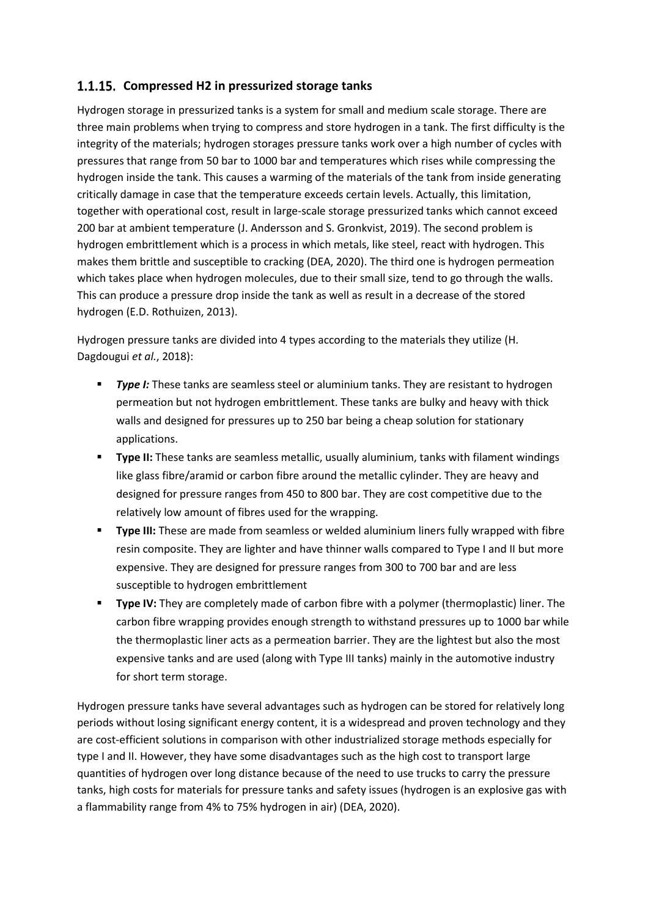### 1.1.15. Compressed H2 in pressurized storage tanks

Hydrogen storage in pressurized tanks is a system for small and medium scale storage. There are three main problems when trying to compress and store hydrogen in a tank. The first difficulty is the integrity of the materials; hydrogen storages pressure tanks work over a high number of cycles with pressures that range from 50 bar to 1000 bar and temperatures which rises while compressing the hydrogen inside the tank. This causes a warming of the materials of the tank from inside generating critically damage in case that the temperature exceeds certain levels. Actually, this limitation, together with operational cost, result in large-scale storage pressurized tanks which cannot exceed 200 bar at ambient temperature (J. Andersson and S. Gronkvist, 2019). The second problem is hydrogen embrittlement which is a process in which metals, like steel, react with hydrogen. This makes them brittle and susceptible to cracking (DEA, 2020). The third one is hydrogen permeation which takes place when hydrogen molecules, due to their small size, tend to go through the walls. This can produce a pressure drop inside the tank as well as result in a decrease of the stored hydrogen (E.D. Rothuizen, 2013).

Hydrogen pressure tanks are divided into 4 types according to the materials they utilize (H. Dagdougui *et al.*, 2018):

- ***Type I:*** These tanks are seamless steel or aluminium tanks. They are resistant to hydrogen permeation but not hydrogen embrittlement. These tanks are bulky and heavy with thick walls and designed for pressures up to 250 bar being a cheap solution for stationary applications.
- **Type II:** These tanks are seamless metallic, usually aluminium, tanks with filament windings like glass fibre/aramid or carbon fibre around the metallic cylinder. They are heavy and designed for pressure ranges from 450 to 800 bar. They are cost competitive due to the relatively low amount of fibres used for the wrapping.
- **Type III:** These are made from seamless or welded aluminium liners fully wrapped with fibre resin composite. They are lighter and have thinner walls compared to Type I and II but more expensive. They are designed for pressure ranges from 300 to 700 bar and are less susceptible to hydrogen embrittlement
- **Type IV:** They are completely made of carbon fibre with a polymer (thermoplastic) liner. The carbon fibre wrapping provides enough strength to withstand pressures up to 1000 bar while the thermoplastic liner acts as a permeation barrier. They are the lightest but also the most expensive tanks and are used (along with Type III tanks) mainly in the automotive industry for short term storage.

Hydrogen pressure tanks have several advantages such as hydrogen can be stored for relatively long periods without losing significant energy content, it is a widespread and proven technology and they are cost-efficient solutions in comparison with other industrialized storage methods especially for type I and II. However, they have some disadvantages such as the high cost to transport large quantities of hydrogen over long distance because of the need to use trucks to carry the pressure tanks, high costs for materials for pressure tanks and safety issues (hydrogen is an explosive gas with a flammability range from 4% to 75% hydrogen in air) (DEA, 2020).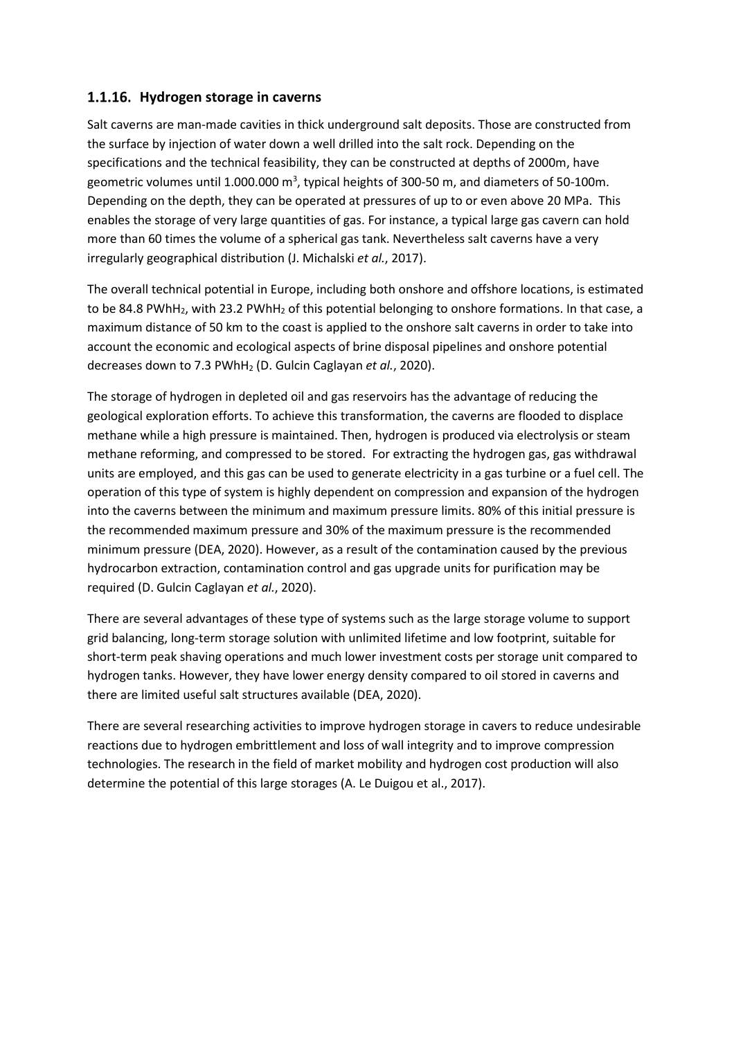### 1.1.16. Hydrogen storage in caverns

Salt caverns are man-made cavities in thick underground salt deposits. Those are constructed from the surface by injection of water down a well drilled into the salt rock. Depending on the specifications and the technical feasibility, they can be constructed at depths of 2000m, have geometric volumes until 1.000.000 $m^3$, typical heights of 300-50 m, and diameters of 50-100m. Depending on the depth, they can be operated at pressures of up to or even above 20 MPa. This enables the storage of very large quantities of gas. For instance, a typical large gas cavern can hold more than 60 times the volume of a spherical gas tank. Nevertheless salt caverns have a very irregularly geographical distribution (J. Michalski *et al.*, 2017).

The overall technical potential in Europe, including both onshore and offshore locations, is estimated to be 84.8 $PWhH_2$, with 23.2 $PWhH_2$ of this potential belonging to onshore formations. In that case, a maximum distance of 50 km to the coast is applied to the onshore salt caverns in order to take into account the economic and ecological aspects of brine disposal pipelines and onshore potential decreases down to 7.3 $PWhH_2$ (D. Gulcin Caglayan *et al.*, 2020).

The storage of hydrogen in depleted oil and gas reservoirs has the advantage of reducing the geological exploration efforts. To achieve this transformation, the caverns are flooded to displace methane while a high pressure is maintained. Then, hydrogen is produced via electrolysis or steam methane reforming, and compressed to be stored. For extracting the hydrogen gas, gas withdrawal units are employed, and this gas can be used to generate electricity in a gas turbine or a fuel cell. The operation of this type of system is highly dependent on compression and expansion of the hydrogen into the caverns between the minimum and maximum pressure limits. 80% of this initial pressure is the recommended maximum pressure and 30% of the maximum pressure is the recommended minimum pressure (DEA, 2020). However, as a result of the contamination caused by the previous hydrocarbon extraction, contamination control and gas upgrade units for purification may be required (D. Gulcin Caglayan *et al.*, 2020).

There are several advantages of these type of systems such as the large storage volume to support grid balancing, long-term storage solution with unlimited lifetime and low footprint, suitable for short-term peak shaving operations and much lower investment costs per storage unit compared to hydrogen tanks. However, they have lower energy density compared to oil stored in caverns and there are limited useful salt structures available (DEA, 2020).

There are several researching activities to improve hydrogen storage in cavers to reduce undesirable reactions due to hydrogen embrittlement and loss of wall integrity and to improve compression technologies. The research in the field of market mobility and hydrogen cost production will also determine the potential of this large storages (A. Le Duigou et al., 2017).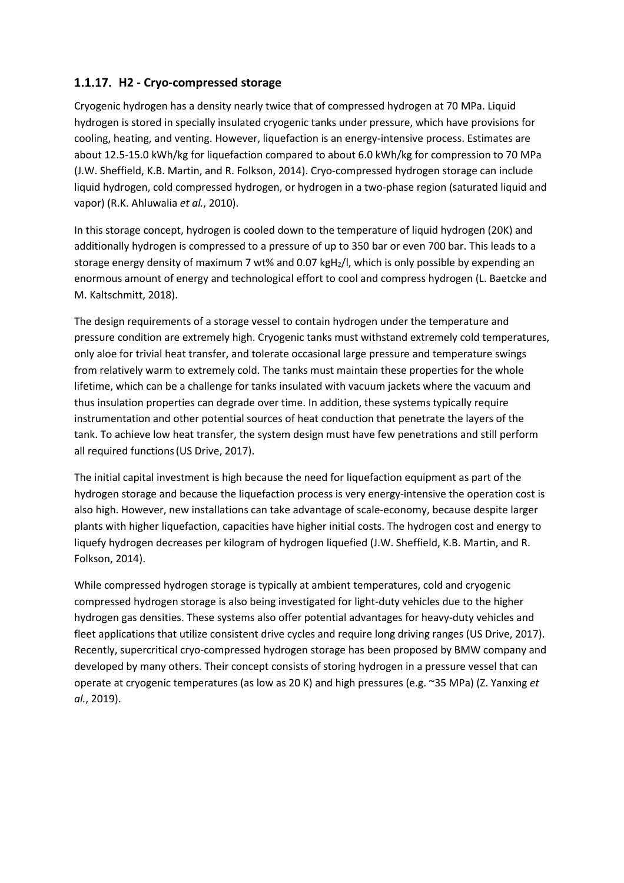### 1.1.17. H2 - Cryo-compressed storage

Cryogenic hydrogen has a density nearly twice that of compressed hydrogen at 70 MPa. Liquid hydrogen is stored in specially insulated cryogenic tanks under pressure, which have provisions for cooling, heating, and venting. However, liquefaction is an energy-intensive process. Estimates are about 12.5-15.0 kWh/kg for liquefaction compared to about 6.0 kWh/kg for compression to 70 MPa (J.W. Sheffield, K.B. Martin, and R. Folkson, 2014). Cryo-compressed hydrogen storage can include liquid hydrogen, cold compressed hydrogen, or hydrogen in a two-phase region (saturated liquid and vapor) (R.K. Ahluwalia *et al.*, 2010).

In this storage concept, hydrogen is cooled down to the temperature of liquid hydrogen (20K) and additionally hydrogen is compressed to a pressure of up to 350 bar or even 700 bar. This leads to a storage energy density of maximum 7 wt% and 0.07 kg$H_2$/l, which is only possible by expending an enormous amount of energy and technological effort to cool and compress hydrogen (L. Baetcke and M. Kaltschmitt, 2018).

The design requirements of a storage vessel to contain hydrogen under the temperature and pressure condition are extremely high. Cryogenic tanks must withstand extremely cold temperatures, only aloe for trivial heat transfer, and tolerate occasional large pressure and temperature swings from relatively warm to extremely cold. The tanks must maintain these properties for the whole lifetime, which can be a challenge for tanks insulated with vacuum jackets where the vacuum and thus insulation properties can degrade over time. In addition, these systems typically require instrumentation and other potential sources of heat conduction that penetrate the layers of the tank. To achieve low heat transfer, the system design must have few penetrations and still perform all required functions (US Drive, 2017).

The initial capital investment is high because the need for liquefaction equipment as part of the hydrogen storage and because the liquefaction process is very energy-intensive the operation cost is also high. However, new installations can take advantage of scale-economy, because despite larger plants with higher liquefaction, capacities have higher initial costs. The hydrogen cost and energy to liquefy hydrogen decreases per kilogram of hydrogen liquefied (J.W. Sheffield, K.B. Martin, and R. Folkson, 2014).

While compressed hydrogen storage is typically at ambient temperatures, cold and cryogenic compressed hydrogen storage is also being investigated for light-duty vehicles due to the higher hydrogen gas densities. These systems also offer potential advantages for heavy-duty vehicles and fleet applications that utilize consistent drive cycles and require long driving ranges (US Drive, 2017). Recently, supercritical cryo-compressed hydrogen storage has been proposed by BMW company and developed by many others. Their concept consists of storing hydrogen in a pressure vessel that can operate at cryogenic temperatures (as low as 20 K) and high pressures (e.g. ~35 MPa) (Z. Yanxing *et al.*, 2019).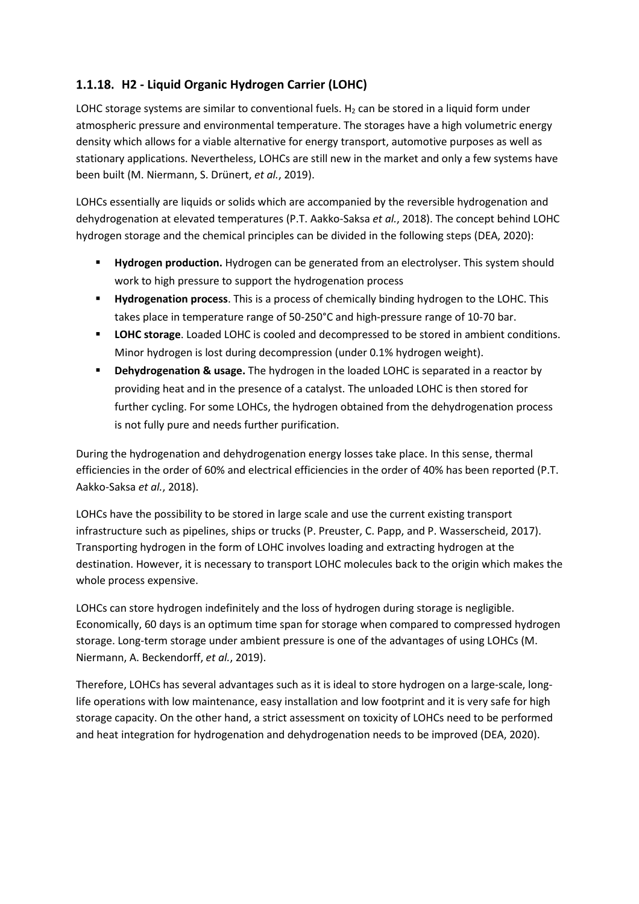### 1.1.18. H2 - Liquid Organic Hydrogen Carrier (LOHC)

LOHC storage systems are similar to conventional fuels. $H_2$ can be stored in a liquid form under atmospheric pressure and environmental temperature. The storages have a high volumetric energy density which allows for a viable alternative for energy transport, automotive purposes as well as stationary applications. Nevertheless, LOHCs are still new in the market and only a few systems have been built (M. Niermann, S. Drünert, *et al.*, 2019).

LOHCs essentially are liquids or solids which are accompanied by the reversible hydrogenation and dehydrogenation at elevated temperatures (P.T. Aakko-Saksa *et al.*, 2018). The concept behind LOHC hydrogen storage and the chemical principles can be divided in the following steps (DEA, 2020):

- **Hydrogen production.** Hydrogen can be generated from an electrolyser. This system should work to high pressure to support the hydrogenation process
- **Hydrogenation process**. This is a process of chemically binding hydrogen to the LOHC. This takes place in temperature range of 50-250°C and high-pressure range of 10-70 bar.
- **LOHC storage**. Loaded LOHC is cooled and decompressed to be stored in ambient conditions. Minor hydrogen is lost during decompression (under 0.1% hydrogen weight).
- **Dehydrogenation & usage.** The hydrogen in the loaded LOHC is separated in a reactor by providing heat and in the presence of a catalyst. The unloaded LOHC is then stored for further cycling. For some LOHCs, the hydrogen obtained from the dehydrogenation process is not fully pure and needs further purification.

During the hydrogenation and dehydrogenation energy losses take place. In this sense, thermal efficiencies in the order of 60% and electrical efficiencies in the order of 40% has been reported (P.T. Aakko-Saksa *et al.*, 2018).

LOHCs have the possibility to be stored in large scale and use the current existing transport infrastructure such as pipelines, ships or trucks (P. Preuster, C. Papp, and P. Wasserscheid, 2017). Transporting hydrogen in the form of LOHC involves loading and extracting hydrogen at the destination. However, it is necessary to transport LOHC molecules back to the origin which makes the whole process expensive.

LOHCs can store hydrogen indefinitely and the loss of hydrogen during storage is negligible. Economically, 60 days is an optimum time span for storage when compared to compressed hydrogen storage. Long-term storage under ambient pressure is one of the advantages of using LOHCs (M. Niermann, A. Beckendorff, *et al.*, 2019).

Therefore, LOHCs has several advantages such as it is ideal to store hydrogen on a large-scale, long-life operations with low maintenance, easy installation and low footprint and it is very safe for high storage capacity. On the other hand, a strict assessment on toxicity of LOHCs need to be performed and heat integration for hydrogenation and dehydrogenation needs to be improved (DEA, 2020).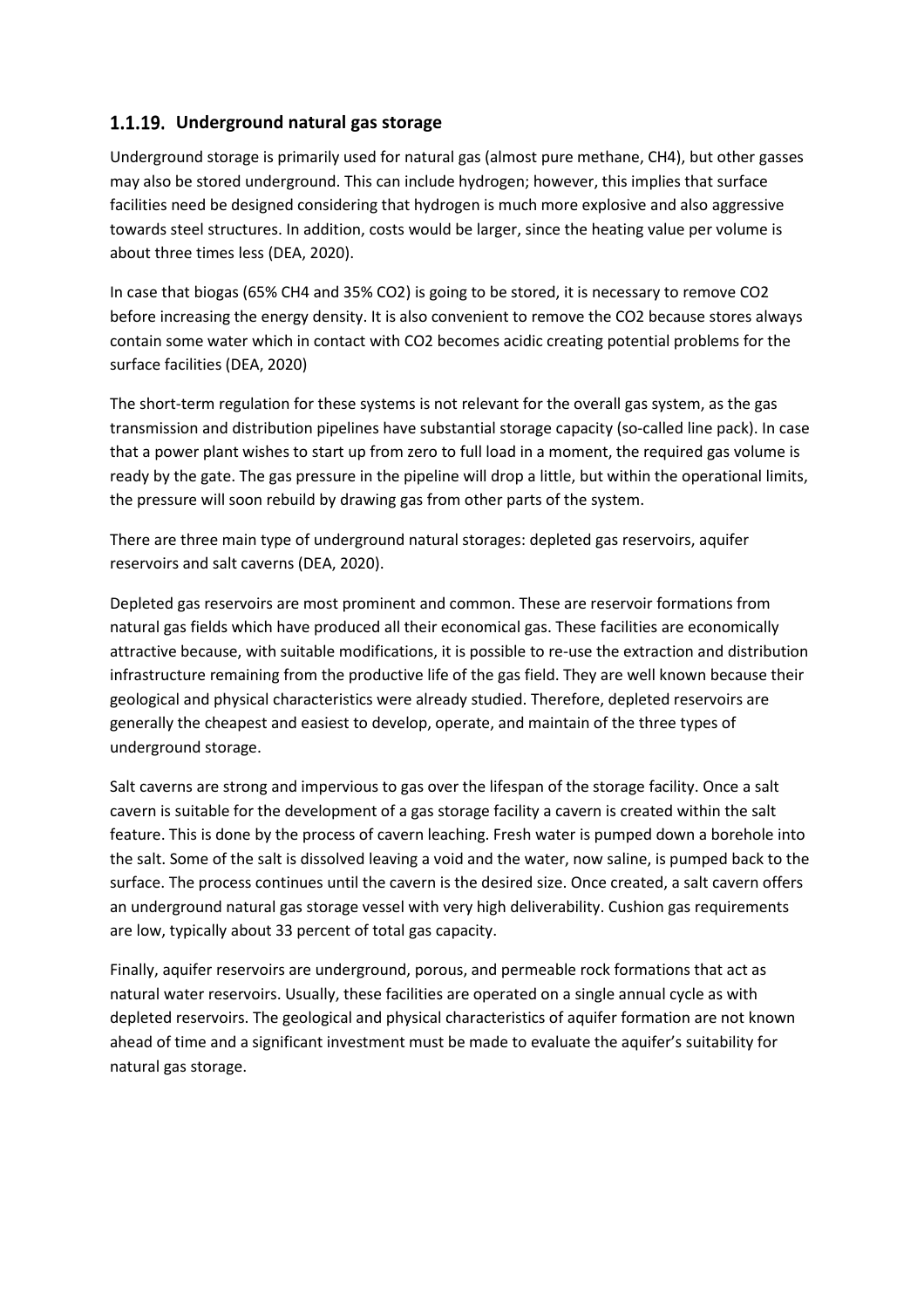### 1.1.19. Underground natural gas storage

Underground storage is primarily used for natural gas (almost pure methane, $CH_4$), but other gasses may also be stored underground. This can include hydrogen; however, this implies that surface facilities need be designed considering that hydrogen is much more explosive and also aggressive towards steel structures. In addition, costs would be larger, since the heating value per volume is about three times less (DEA, 2020).

In case that biogas (65% $CH_4$ and 35% $CO_2$) is going to be stored, it is necessary to remove $CO_2$ before increasing the energy density. It is also convenient to remove the $CO_2$ because stores always contain some water which in contact with $CO_2$ becomes acidic creating potential problems for the surface facilities (DEA, 2020)

The short-term regulation for these systems is not relevant for the overall gas system, as the gas transmission and distribution pipelines have substantial storage capacity (so-called line pack). In case that a power plant wishes to start up from zero to full load in a moment, the required gas volume is ready by the gate. The gas pressure in the pipeline will drop a little, but within the operational limits, the pressure will soon rebuild by drawing gas from other parts of the system.

There are three main type of underground natural storages: depleted gas reservoirs, aquifer reservoirs and salt caverns (DEA, 2020).

Depleted gas reservoirs are most prominent and common. These are reservoir formations from natural gas fields which have produced all their economical gas. These facilities are economically attractive because, with suitable modifications, it is possible to re-use the extraction and distribution infrastructure remaining from the productive life of the gas field. They are well known because their geological and physical characteristics were already studied. Therefore, depleted reservoirs are generally the cheapest and easiest to develop, operate, and maintain of the three types of underground storage.

Salt caverns are strong and impervious to gas over the lifespan of the storage facility. Once a salt cavern is suitable for the development of a gas storage facility a cavern is created within the salt feature. This is done by the process of cavern leaching. Fresh water is pumped down a borehole into the salt. Some of the salt is dissolved leaving a void and the water, now saline, is pumped back to the surface. The process continues until the cavern is the desired size. Once created, a salt cavern offers an underground natural gas storage vessel with very high deliverability. Cushion gas requirements are low, typically about 33 percent of total gas capacity.

Finally, aquifer reservoirs are underground, porous, and permeable rock formations that act as natural water reservoirs. Usually, these facilities are operated on a single annual cycle as with depleted reservoirs. The geological and physical characteristics of aquifer formation are not known ahead of time and a significant investment must be made to evaluate the aquifer's suitability for natural gas storage.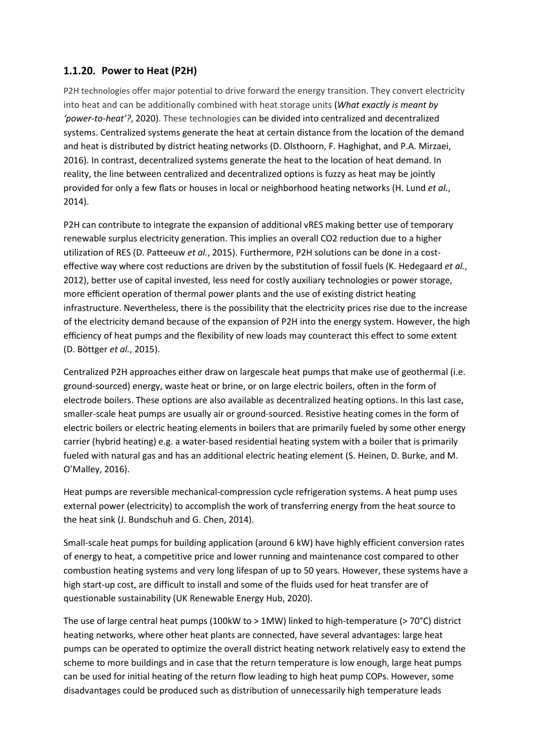### 1.1.20. Power to Heat (P2H)

P2H technologies offer major potential to drive forward the energy transition. They convert electricity into heat and can be additionally combined with heat storage units (*What exactly is meant by 'power-to-heat'?*, 2020). These technologies can be divided into centralized and decentralized systems. Centralized systems generate the heat at certain distance from the location of the demand and heat is distributed by district heating networks (D. Olsthoorn, F. Haghighat, and P.A. Mirzaei, 2016). In contrast, decentralized systems generate the heat to the location of heat demand. In reality, the line between centralized and decentralized options is fuzzy as heat may be jointly provided for only a few flats or houses in local or neighborhood heating networks (H. Lund *et al.*, 2014).

P2H can contribute to integrate the expansion of additional vRES making better use of temporary renewable surplus electricity generation. This implies an overall CO2 reduction due to a higher utilization of RES (D. Patteeuw *et al.*, 2015). Furthermore, P2H solutions can be done in a cost-effective way where cost reductions are driven by the substitution of fossil fuels (K. Hedegaard *et al.*, 2012), better use of capital invested, less need for costly auxiliary technologies or power storage, more efficient operation of thermal power plants and the use of existing district heating infrastructure. Nevertheless, there is the possibility that the electricity prices rise due to the increase of the electricity demand because of the expansion of P2H into the energy system. However, the high efficiency of heat pumps and the flexibility of new loads may counteract this effect to some extent (D. Böttger *et al.*, 2015).

Centralized P2H approaches either draw on largescale heat pumps that make use of geothermal (i.e. ground-sourced) energy, waste heat or brine, or on large electric boilers, often in the form of electrode boilers. These options are also available as decentralized heating options. In this last case, smaller-scale heat pumps are usually air or ground-sourced. Resistive heating comes in the form of electric boilers or electric heating elements in boilers that are primarily fueled by some other energy carrier (hybrid heating) e.g. a water-based residential heating system with a boiler that is primarily fueled with natural gas and has an additional electric heating element (S. Heinen, D. Burke, and M. O'Malley, 2016).

Heat pumps are reversible mechanical-compression cycle refrigeration systems. A heat pump uses external power (electricity) to accomplish the work of transferring energy from the heat source to the heat sink (J. Bundschuh and G. Chen, 2014).

Small-scale heat pumps for building application (around 6 kW) have highly efficient conversion rates of energy to heat, a competitive price and lower running and maintenance cost compared to other combustion heating systems and very long lifespan of up to 50 years. However, these systems have a high start-up cost, are difficult to install and some of the fluids used for heat transfer are of questionable sustainability (UK Renewable Energy Hub, 2020).

The use of large central heat pumps (100kW to > 1MW) linked to high-temperature (> 70°C) district heating networks, where other heat plants are connected, have several advantages: large heat pumps can be operated to optimize the overall district heating network relatively easy to extend the scheme to more buildings and in case that the return temperature is low enough, large heat pumps can be used for initial heating of the return flow leading to high heat pump COPs. However, some disadvantages could be produced such as distribution of unnecessarily high temperature leads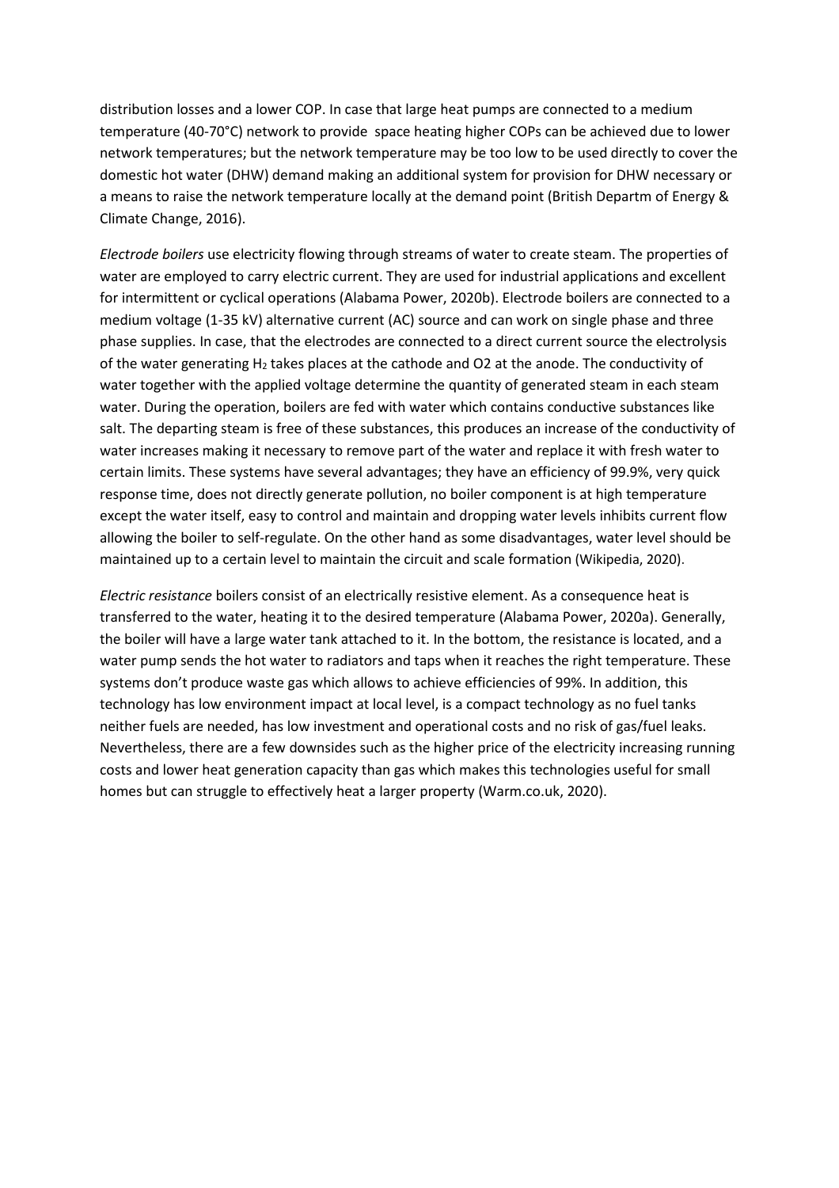distribution losses and a lower COP. In case that large heat pumps are connected to a medium temperature (40-70°C) network to provide space heating higher COPs can be achieved due to lower network temperatures; but the network temperature may be too low to be used directly to cover the domestic hot water (DHW) demand making an additional system for provision for DHW necessary or a means to raise the network temperature locally at the demand point (British Departm of Energy & Climate Change, 2016).

*Electrode boilers* use electricity flowing through streams of water to create steam. The properties of water are employed to carry electric current. They are used for industrial applications and excellent for intermittent or cyclical operations (Alabama Power, 2020b). Electrode boilers are connected to a medium voltage (1-35 kV) alternative current (AC) source and can work on single phase and three phase supplies. In case, that the electrodes are connected to a direct current source the electrolysis of the water generating $H_2$ takes places at the cathode and O2 at the anode. The conductivity of water together with the applied voltage determine the quantity of generated steam in each steam water. During the operation, boilers are fed with water which contains conductive substances like salt. The departing steam is free of these substances, this produces an increase of the conductivity of water increases making it necessary to remove part of the water and replace it with fresh water to certain limits. These systems have several advantages; they have an efficiency of 99.9%, very quick response time, does not directly generate pollution, no boiler component is at high temperature except the water itself, easy to control and maintain and dropping water levels inhibits current flow allowing the boiler to self-regulate. On the other hand as some disadvantages, water level should be maintained up to a certain level to maintain the circuit and scale formation (Wikipedia, 2020).

*Electric resistance* boilers consist of an electrically resistive element. As a consequence heat is transferred to the water, heating it to the desired temperature (Alabama Power, 2020a). Generally, the boiler will have a large water tank attached to it. In the bottom, the resistance is located, and a water pump sends the hot water to radiators and taps when it reaches the right temperature. These systems don't produce waste gas which allows to achieve efficiencies of 99%. In addition, this technology has low environment impact at local level, is a compact technology as no fuel tanks neither fuels are needed, has low investment and operational costs and no risk of gas/fuel leaks. Nevertheless, there are a few downsides such as the higher price of the electricity increasing running costs and lower heat generation capacity than gas which makes this technologies useful for small homes but can struggle to effectively heat a larger property (Warm.co.uk, 2020).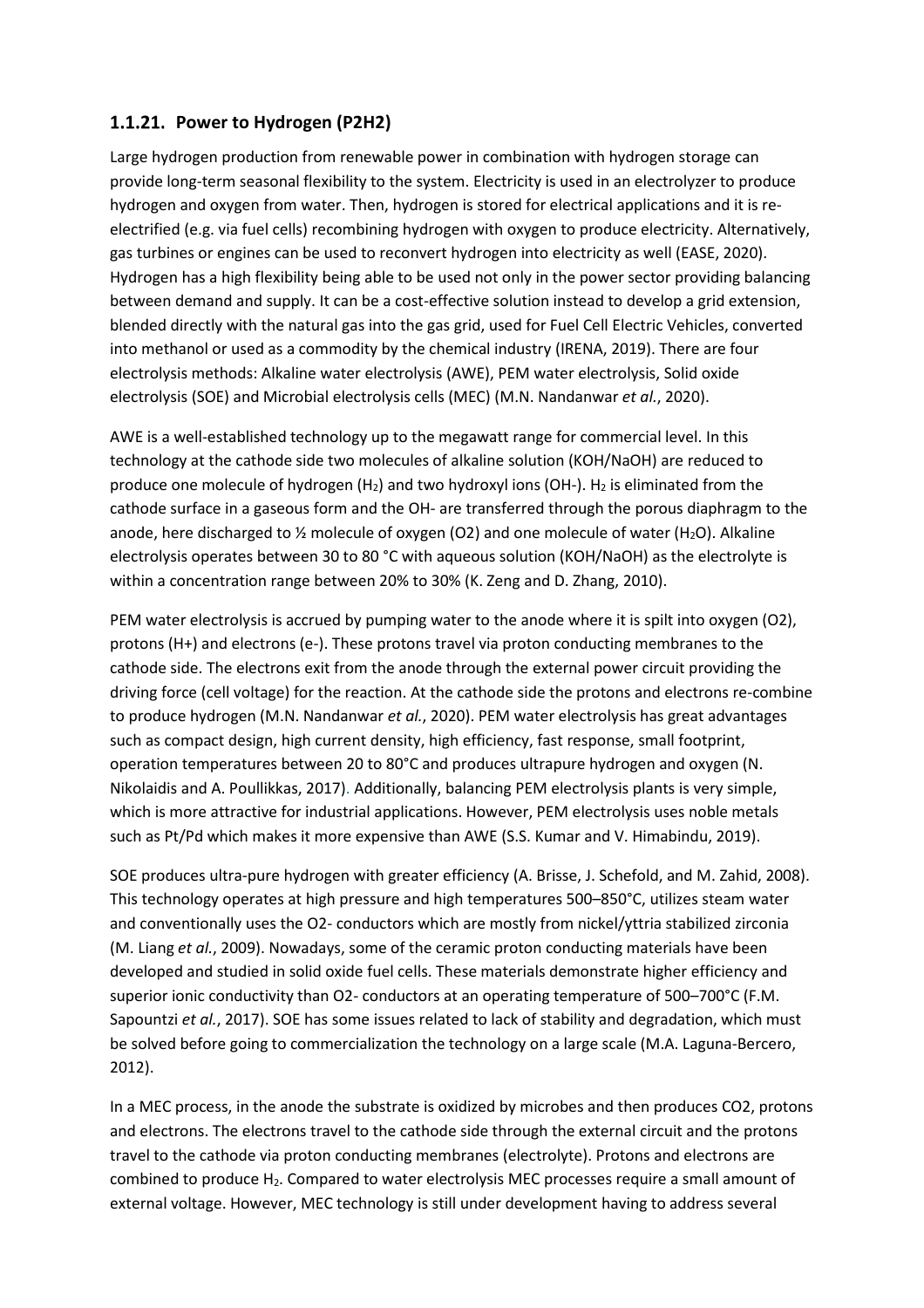### 1.1.21. Power to Hydrogen (P2H2)

Large hydrogen production from renewable power in combination with hydrogen storage can provide long-term seasonal flexibility to the system. Electricity is used in an electrolyzer to produce hydrogen and oxygen from water. Then, hydrogen is stored for electrical applications and it is re-electrified (e.g. via fuel cells) recombining hydrogen with oxygen to produce electricity. Alternatively, gas turbines or engines can be used to reconvert hydrogen into electricity as well (EASE, 2020). Hydrogen has a high flexibility being able to be used not only in the power sector providing balancing between demand and supply. It can be a cost-effective solution instead to develop a grid extension, blended directly with the natural gas into the gas grid, used for Fuel Cell Electric Vehicles, converted into methanol or used as a commodity by the chemical industry (IRENA, 2019). There are four electrolysis methods: Alkaline water electrolysis (AWE), PEM water electrolysis, Solid oxide electrolysis (SOE) and Microbial electrolysis cells (MEC) (M.N. Nandanwar *et al.*, 2020).

AWE is a well-established technology up to the megawatt range for commercial level. In this technology at the cathode side two molecules of alkaline solution (KOH/NaOH) are reduced to produce one molecule of hydrogen ($H_2$) and two hydroxyl ions (OH-). $H_2$ is eliminated from the cathode surface in a gaseous form and the OH- are transferred through the porous diaphragm to the anode, here discharged to ½ molecule of oxygen (O2) and one molecule of water ($H_2O$). Alkaline electrolysis operates between 30 to 80 °C with aqueous solution (KOH/NaOH) as the electrolyte is within a concentration range between 20% to 30% (K. Zeng and D. Zhang, 2010).

PEM water electrolysis is accrued by pumping water to the anode where it is spilt into oxygen (O2), protons (H+) and electrons (e-). These protons travel via proton conducting membranes to the cathode side. The electrons exit from the anode through the external power circuit providing the driving force (cell voltage) for the reaction. At the cathode side the protons and electrons re-combine to produce hydrogen (M.N. Nandanwar *et al.*, 2020). PEM water electrolysis has great advantages such as compact design, high current density, high efficiency, fast response, small footprint, operation temperatures between 20 to 80°C and produces ultrapure hydrogen and oxygen (N. Nikolaidis and A. Poullikkas, 2017). Additionally, balancing PEM electrolysis plants is very simple, which is more attractive for industrial applications. However, PEM electrolysis uses noble metals such as Pt/Pd which makes it more expensive than AWE (S.S. Kumar and V. Himabindu, 2019).

SOE produces ultra-pure hydrogen with greater efficiency (A. Brisse, J. Schefold, and M. Zahid, 2008). This technology operates at high pressure and high temperatures 500–850°C, utilizes steam water and conventionally uses the O2- conductors which are mostly from nickel/yttria stabilized zirconia (M. Liang *et al.*, 2009). Nowadays, some of the ceramic proton conducting materials have been developed and studied in solid oxide fuel cells. These materials demonstrate higher efficiency and superior ionic conductivity than O2- conductors at an operating temperature of 500–700°C (F.M. Sapountzi *et al.*, 2017). SOE has some issues related to lack of stability and degradation, which must be solved before going to commercialization the technology on a large scale (M.A. Laguna-Bercero, 2012).

In a MEC process, in the anode the substrate is oxidized by microbes and then produces CO2, protons and electrons. The electrons travel to the cathode side through the external circuit and the protons travel to the cathode via proton conducting membranes (electrolyte). Protons and electrons are combined to produce $H_2$. Compared to water electrolysis MEC processes require a small amount of external voltage. However, MEC technology is still under development having to address several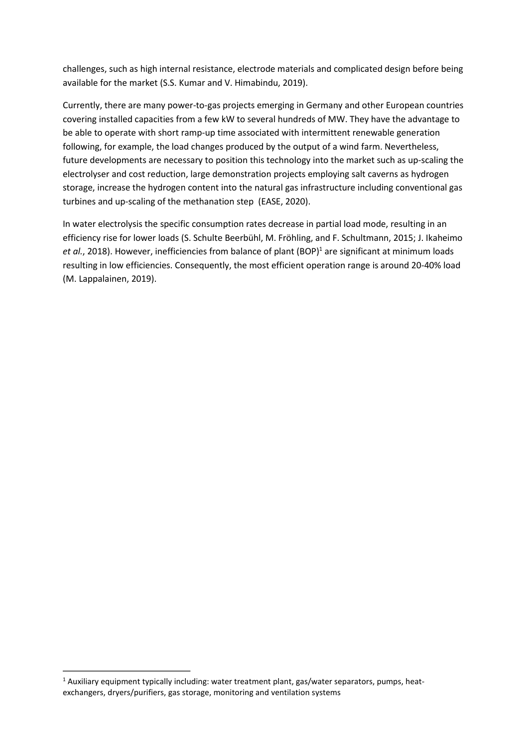challenges, such as high internal resistance, electrode materials and complicated design before being available for the market (S.S. Kumar and V. Himabindu, 2019).

Currently, there are many power-to-gas projects emerging in Germany and other European countries covering installed capacities from a few kW to several hundreds of MW. They have the advantage to be able to operate with short ramp-up time associated with intermittent renewable generation following, for example, the load changes produced by the output of a wind farm. Nevertheless, future developments are necessary to position this technology into the market such as up-scaling the electrolyser and cost reduction, large demonstration projects employing salt caverns as hydrogen storage, increase the hydrogen content into the natural gas infrastructure including conventional gas turbines and up-scaling of the methanation step (EASE, 2020).

In water electrolysis the specific consumption rates decrease in partial load mode, resulting in an efficiency rise for lower loads (S. Schulte Beerbühl, M. Fröhling, and F. Schultmann, 2015; J. Ikaheimo *et al.*, 2018). However, inefficiencies from balance of plant (BOP)[1] are significant at minimum loads resulting in low efficiencies. Consequently, the most efficient operation range is around 20-40% load (M. Lappalainen, 2019).

[1] Auxiliary equipment typically including: water treatment plant, gas/water separators, pumps, heat-exchangers, dryers/purifiers, gas storage, monitoring and ventilation systems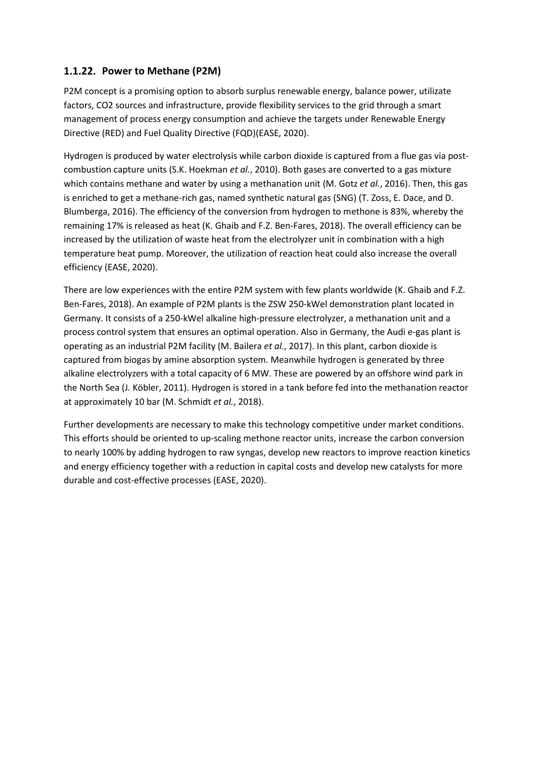### 1.1.22. Power to Methane (P2M)

P2M concept is a promising option to absorb surplus renewable energy, balance power, utilizate factors, CO2 sources and infrastructure, provide flexibility services to the grid through a smart management of process energy consumption and achieve the targets under Renewable Energy Directive (RED) and Fuel Quality Directive (FQD)(EASE, 2020).

Hydrogen is produced by water electrolysis while carbon dioxide is captured from a flue gas via post-combustion capture units (S.K. Hoekman *et al.*, 2010). Both gases are converted to a gas mixture which contains methane and water by using a methanation unit (M. Gotz *et al.*, 2016). Then, this gas is enriched to get a methane-rich gas, named synthetic natural gas (SNG) (T. Zoss, E. Dace, and D. Blumberga, 2016). The efficiency of the conversion from hydrogen to methone is 83%, whereby the remaining 17% is released as heat (K. Ghaib and F.Z. Ben-Fares, 2018). The overall efficiency can be increased by the utilization of waste heat from the electrolyzer unit in combination with a high temperature heat pump. Moreover, the utilization of reaction heat could also increase the overall efficiency (EASE, 2020).

There are low experiences with the entire P2M system with few plants worldwide (K. Ghaib and F.Z. Ben-Fares, 2018). An example of P2M plants is the ZSW 250-kWel demonstration plant located in Germany. It consists of a 250-kWel alkaline high-pressure electrolyzer, a methanation unit and a process control system that ensures an optimal operation. Also in Germany, the Audi e-gas plant is operating as an industrial P2M facility (M. Bailera *et al.*, 2017). In this plant, carbon dioxide is captured from biogas by amine absorption system. Meanwhile hydrogen is generated by three alkaline electrolyzers with a total capacity of 6 MW. These are powered by an offshore wind park in the North Sea (J. Köbler, 2011). Hydrogen is stored in a tank before fed into the methanation reactor at approximately 10 bar (M. Schmidt *et al.*, 2018).

Further developments are necessary to make this technology competitive under market conditions. This efforts should be oriented to up-scaling methone reactor units, increase the carbon conversion to nearly 100% by adding hydrogen to raw syngas, develop new reactors to improve reaction kinetics and energy efficiency together with a reduction in capital costs and develop new catalysts for more durable and cost-effective processes (EASE, 2020).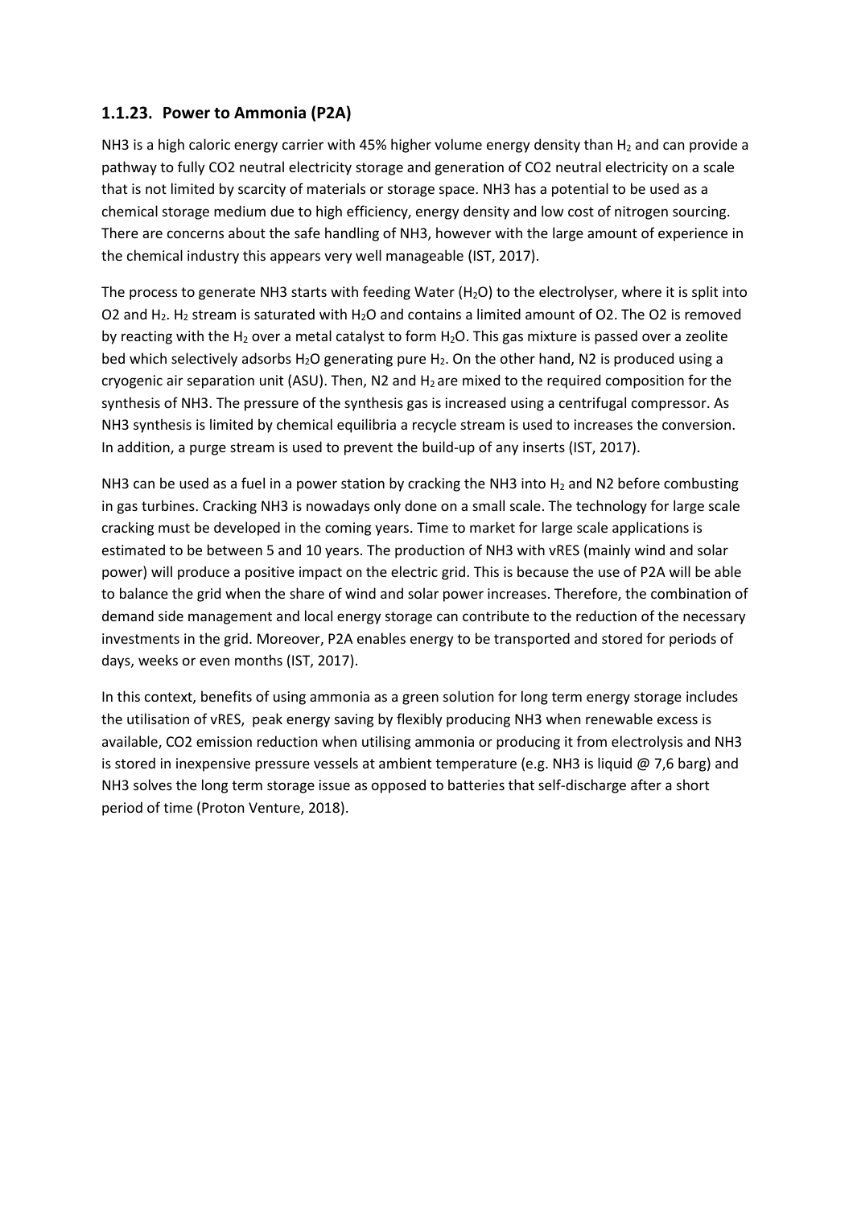### 1.1.23. Power to Ammonia (P2A)

NH3 is a high caloric energy carrier with 45% higher volume energy density than $H_2$ and can provide a pathway to fully CO2 neutral electricity storage and generation of CO2 neutral electricity on a scale that is not limited by scarcity of materials or storage space. NH3 has a potential to be used as a chemical storage medium due to high efficiency, energy density and low cost of nitrogen sourcing. There are concerns about the safe handling of NH3, however with the large amount of experience in the chemical industry this appears very well manageable (IST, 2017).

The process to generate NH3 starts with feeding Water ($H_2O$) to the electrolyser, where it is split into O2 and $H_2$. $H_2$ stream is saturated with $H_2O$ and contains a limited amount of O2. The O2 is removed by reacting with the $H_2$ over a metal catalyst to form $H_2O$. This gas mixture is passed over a zeolite bed which selectively adsorbs $H_2O$ generating pure $H_2$. On the other hand, N2 is produced using a cryogenic air separation unit (ASU). Then, N2 and $H_2$ are mixed to the required composition for the synthesis of NH3. The pressure of the synthesis gas is increased using a centrifugal compressor. As NH3 synthesis is limited by chemical equilibria a recycle stream is used to increases the conversion. In addition, a purge stream is used to prevent the build-up of any inserts (IST, 2017).

NH3 can be used as a fuel in a power station by cracking the NH3 into $H_2$ and N2 before combusting in gas turbines. Cracking NH3 is nowadays only done on a small scale. The technology for large scale cracking must be developed in the coming years. Time to market for large scale applications is estimated to be between 5 and 10 years. The production of NH3 with vRES (mainly wind and solar power) will produce a positive impact on the electric grid. This is because the use of P2A will be able to balance the grid when the share of wind and solar power increases. Therefore, the combination of demand side management and local energy storage can contribute to the reduction of the necessary investments in the grid. Moreover, P2A enables energy to be transported and stored for periods of days, weeks or even months (IST, 2017).

In this context, benefits of using ammonia as a green solution for long term energy storage includes the utilisation of vRES, peak energy saving by flexibly producing NH3 when renewable excess is available, CO2 emission reduction when utilising ammonia or producing it from electrolysis and NH3 is stored in inexpensive pressure vessels at ambient temperature (e.g. NH3 is liquid @ 7,6 barg) and NH3 solves the long term storage issue as opposed to batteries that self-discharge after a short period of time (Proton Venture, 2018).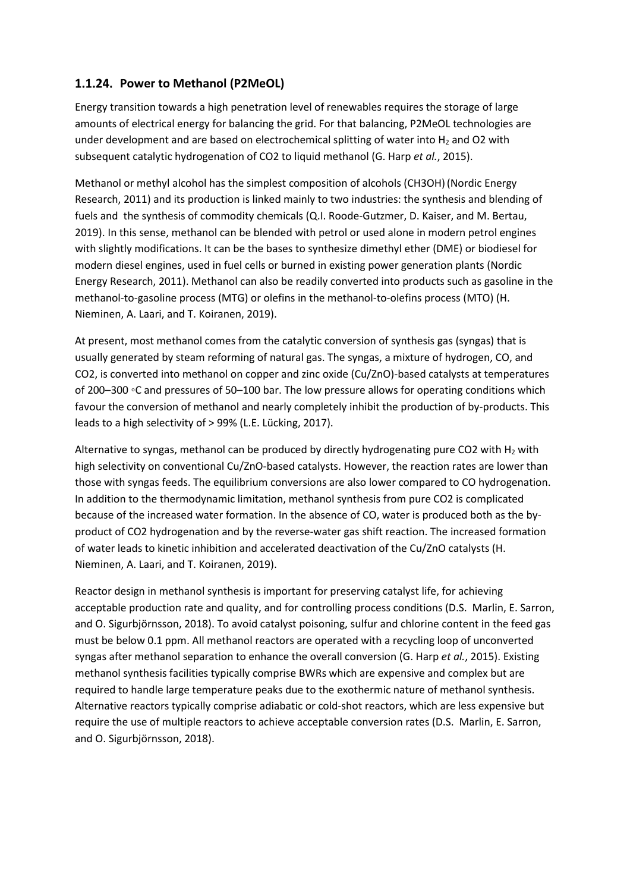### 1.1.24. Power to Methanol (P2MeOL)

Energy transition towards a high penetration level of renewables requires the storage of large amounts of electrical energy for balancing the grid. For that balancing, P2MeOL technologies are under development and are based on electrochemical splitting of water into $H_2$ and O2 with subsequent catalytic hydrogenation of CO2 to liquid methanol (G. Harp *et al.*, 2015).

Methanol or methyl alcohol has the simplest composition of alcohols (CH3OH) (Nordic Energy Research, 2011) and its production is linked mainly to two industries: the synthesis and blending of fuels and the synthesis of commodity chemicals (Q.I. Roode-Gutzmer, D. Kaiser, and M. Bertau, 2019). In this sense, methanol can be blended with petrol or used alone in modern petrol engines with slightly modifications. It can be the bases to synthesize dimethyl ether (DME) or biodiesel for modern diesel engines, used in fuel cells or burned in existing power generation plants (Nordic Energy Research, 2011). Methanol can also be readily converted into products such as gasoline in the methanol-to-gasoline process (MTG) or olefins in the methanol-to-olefins process (MTO) (H. Nieminen, A. Laari, and T. Koiranen, 2019).

At present, most methanol comes from the catalytic conversion of synthesis gas (syngas) that is usually generated by steam reforming of natural gas. The syngas, a mixture of hydrogen, CO, and CO2, is converted into methanol on copper and zinc oxide (Cu/ZnO)-based catalysts at temperatures of 200–300 ◦C and pressures of 50–100 bar. The low pressure allows for operating conditions which favour the conversion of methanol and nearly completely inhibit the production of by-products. This leads to a high selectivity of > 99% (L.E. Lücking, 2017).

Alternative to syngas, methanol can be produced by directly hydrogenating pure CO2 with $H_2$ with high selectivity on conventional Cu/ZnO-based catalysts. However, the reaction rates are lower than those with syngas feeds. The equilibrium conversions are also lower compared to CO hydrogenation. In addition to the thermodynamic limitation, methanol synthesis from pure CO2 is complicated because of the increased water formation. In the absence of CO, water is produced both as the by-product of CO2 hydrogenation and by the reverse-water gas shift reaction. The increased formation of water leads to kinetic inhibition and accelerated deactivation of the Cu/ZnO catalysts (H. Nieminen, A. Laari, and T. Koiranen, 2019).

Reactor design in methanol synthesis is important for preserving catalyst life, for achieving acceptable production rate and quality, and for controlling process conditions (D.S. Marlin, E. Sarron, and O. Sigurbjörnsson, 2018). To avoid catalyst poisoning, sulfur and chlorine content in the feed gas must be below 0.1 ppm. All methanol reactors are operated with a recycling loop of unconverted syngas after methanol separation to enhance the overall conversion (G. Harp *et al.*, 2015). Existing methanol synthesis facilities typically comprise BWRs which are expensive and complex but are required to handle large temperature peaks due to the exothermic nature of methanol synthesis. Alternative reactors typically comprise adiabatic or cold-shot reactors, which are less expensive but require the use of multiple reactors to achieve acceptable conversion rates (D.S. Marlin, E. Sarron, and O. Sigurbjörnsson, 2018).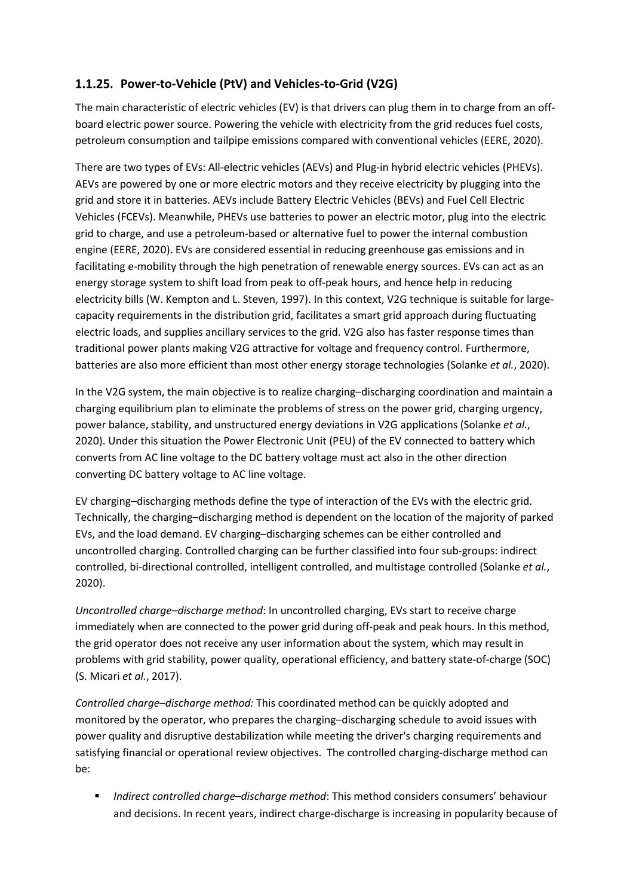### 1.1.25. Power-to-Vehicle (PtV) and Vehicles-to-Grid (V2G)

The main characteristic of electric vehicles (EV) is that drivers can plug them in to charge from an off-board electric power source. Powering the vehicle with electricity from the grid reduces fuel costs, petroleum consumption and tailpipe emissions compared with conventional vehicles (EERE, 2020).

There are two types of EVs: All-electric vehicles (AEVs) and Plug-in hybrid electric vehicles (PHEVs). AEVs are powered by one or more electric motors and they receive electricity by plugging into the grid and store it in batteries. AEVs include Battery Electric Vehicles (BEVs) and Fuel Cell Electric Vehicles (FCEVs). Meanwhile, PHEVs use batteries to power an electric motor, plug into the electric grid to charge, and use a petroleum-based or alternative fuel to power the internal combustion engine (EERE, 2020). EVs are considered essential in reducing greenhouse gas emissions and in facilitating e-mobility through the high penetration of renewable energy sources. EVs can act as an energy storage system to shift load from peak to off-peak hours, and hence help in reducing electricity bills (W. Kempton and L. Steven, 1997). In this context, V2G technique is suitable for large-capacity requirements in the distribution grid, facilitates a smart grid approach during fluctuating electric loads, and supplies ancillary services to the grid. V2G also has faster response times than traditional power plants making V2G attractive for voltage and frequency control. Furthermore, batteries are also more efficient than most other energy storage technologies (Solanke *et al.*, 2020).

In the V2G system, the main objective is to realize charging–discharging coordination and maintain a charging equilibrium plan to eliminate the problems of stress on the power grid, charging urgency, power balance, stability, and unstructured energy deviations in V2G applications (Solanke *et al.*, 2020). Under this situation the Power Electronic Unit (PEU) of the EV connected to battery which converts from AC line voltage to the DC battery voltage must act also in the other direction converting DC battery voltage to AC line voltage.

EV charging–discharging methods define the type of interaction of the EVs with the electric grid. Technically, the charging–discharging method is dependent on the location of the majority of parked EVs, and the load demand. EV charging–discharging schemes can be either controlled and uncontrolled charging. Controlled charging can be further classified into four sub-groups: indirect controlled, bi-directional controlled, intelligent controlled, and multistage controlled (Solanke *et al.*, 2020).

*Uncontrolled charge–discharge method*: In uncontrolled charging, EVs start to receive charge immediately when are connected to the power grid during off-peak and peak hours. In this method, the grid operator does not receive any user information about the system, which may result in problems with grid stability, power quality, operational efficiency, and battery state-of-charge (SOC) (S. Micari *et al.*, 2017).

*Controlled charge–discharge method:* This coordinated method can be quickly adopted and monitored by the operator, who prepares the charging–discharging schedule to avoid issues with power quality and disruptive destabilization while meeting the driver's charging requirements and satisfying financial or operational review objectives. The controlled charging-discharge method can be:

- *Indirect controlled charge–discharge method*: This method considers consumers' behaviour and decisions. In recent years, indirect charge-discharge is increasing in popularity because of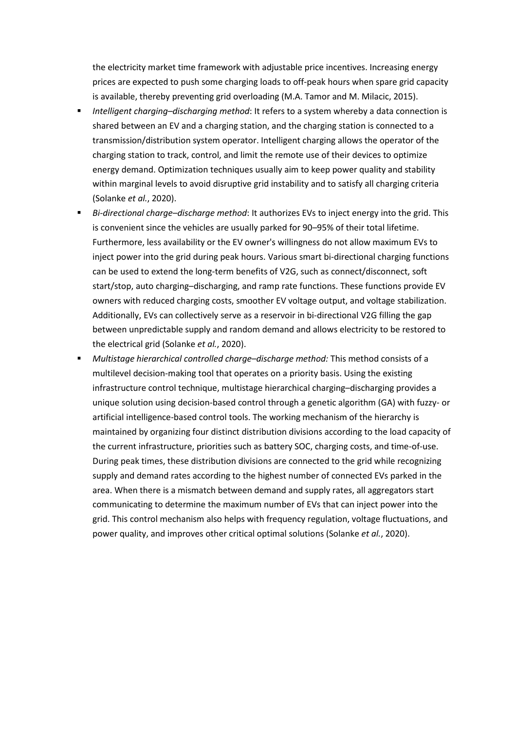the electricity market time framework with adjustable price incentives. Increasing energy prices are expected to push some charging loads to off-peak hours when spare grid capacity is available, thereby preventing grid overloading (M.A. Tamor and M. Milacic, 2015).

- *Intelligent charging–discharging method*: It refers to a system whereby a data connection is shared between an EV and a charging station, and the charging station is connected to a transmission/distribution system operator. Intelligent charging allows the operator of the charging station to track, control, and limit the remote use of their devices to optimize energy demand. Optimization techniques usually aim to keep power quality and stability within marginal levels to avoid disruptive grid instability and to satisfy all charging criteria (Solanke *et al.*, 2020).
- *Bi-directional charge–discharge method*: It authorizes EVs to inject energy into the grid. This is convenient since the vehicles are usually parked for 90–95% of their total lifetime. Furthermore, less availability or the EV owner's willingness do not allow maximum EVs to inject power into the grid during peak hours. Various smart bi-directional charging functions can be used to extend the long-term benefits of V2G, such as connect/disconnect, soft start/stop, auto charging–discharging, and ramp rate functions. These functions provide EV owners with reduced charging costs, smoother EV voltage output, and voltage stabilization. Additionally, EVs can collectively serve as a reservoir in bi-directional V2G filling the gap between unpredictable supply and random demand and allows electricity to be restored to the electrical grid (Solanke *et al.*, 2020).
- *Multistage hierarchical controlled charge–discharge method:* This method consists of a multilevel decision-making tool that operates on a priority basis. Using the existing infrastructure control technique, multistage hierarchical charging–discharging provides a unique solution using decision-based control through a genetic algorithm (GA) with fuzzy- or artificial intelligence-based control tools. The working mechanism of the hierarchy is maintained by organizing four distinct distribution divisions according to the load capacity of the current infrastructure, priorities such as battery SOC, charging costs, and time-of-use. During peak times, these distribution divisions are connected to the grid while recognizing supply and demand rates according to the highest number of connected EVs parked in the area. When there is a mismatch between demand and supply rates, all aggregators start communicating to determine the maximum number of EVs that can inject power into the grid. This control mechanism also helps with frequency regulation, voltage fluctuations, and power quality, and improves other critical optimal solutions (Solanke *et al.*, 2020).